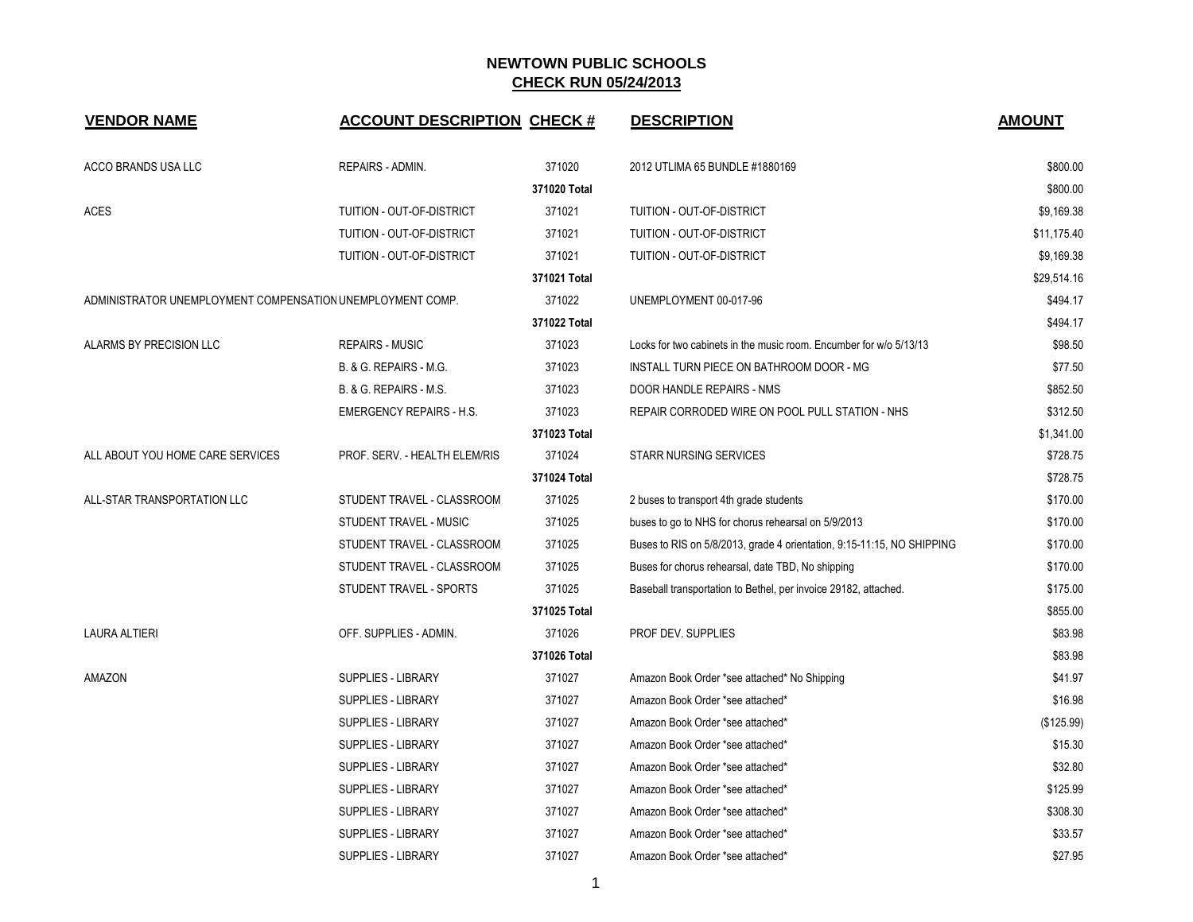# NEWTOWN PUBLIC SCHOOLS

## CHECK RUN 05/24/2013

| VENDOR NAME | ACCOUNT DESCRIPTION | CHECK # | DESCRIPTION | AMOUNT |
|---|---|---|---|---|
| ACCO BRANDS USA LLC | REPAIRS - ADMIN. | 371020 | 2012 UTLIMA 65 BUNDLE #1880169 | $800.00 |
| | | 371020 Total | | $800.00 |
| ACES | TUITION - OUT-OF-DISTRICT | 371021 | TUITION - OUT-OF-DISTRICT | $9,169.38 |
| | TUITION - OUT-OF-DISTRICT | 371021 | TUITION - OUT-OF-DISTRICT | $11,175.40 |
| | TUITION - OUT-OF-DISTRICT | 371021 | TUITION - OUT-OF-DISTRICT | $9,169.38 |
| | | 371021 Total | | $29,514.16 |
| ADMINISTRATOR UNEMPLOYMENT COMPENSATION | UNEMPLOYMENT COMP. | 371022 | UNEMPLOYMENT 00-017-96 | $494.17 |
| | | 371022 Total | | $494.17 |
| ALARMS BY PRECISION LLC | REPAIRS - MUSIC | 371023 | Locks for two cabinets in the music room. Encumber for w/o 5/13/13 | $98.50 |
| | B. & G. REPAIRS - M.G. | 371023 | INSTALL TURN PIECE ON BATHROOM DOOR - MG | $77.50 |
| | B. & G. REPAIRS - M.S. | 371023 | DOOR HANDLE REPAIRS - NMS | $852.50 |
| | EMERGENCY REPAIRS - H.S. | 371023 | REPAIR CORRODED WIRE ON POOL PULL STATION - NHS | $312.50 |
| | | 371023 Total | | $1,341.00 |
| ALL ABOUT YOU HOME CARE SERVICES | PROF. SERV. - HEALTH ELEM/RIS | 371024 | STARR NURSING SERVICES | $728.75 |
| | | 371024 Total | | $728.75 |
| ALL-STAR TRANSPORTATION LLC | STUDENT TRAVEL - CLASSROOM | 371025 | 2 buses to transport 4th grade students | $170.00 |
| | STUDENT TRAVEL - MUSIC | 371025 | buses to go to NHS for chorus rehearsal on 5/9/2013 | $170.00 |
| | STUDENT TRAVEL - CLASSROOM | 371025 | Buses to RIS on 5/8/2013, grade 4 orientation, 9:15-11:15, NO SHIPPING | $170.00 |
| | STUDENT TRAVEL - CLASSROOM | 371025 | Buses for chorus rehearsal, date TBD, No shipping | $170.00 |
| | STUDENT TRAVEL - SPORTS | 371025 | Baseball transportation to Bethel, per invoice 29182, attached. | $175.00 |
| | | 371025 Total | | $855.00 |
| LAURA ALTIERI | OFF. SUPPLIES - ADMIN. | 371026 | PROF DEV. SUPPLIES | $83.98 |
| | | 371026 Total | | $83.98 |
| AMAZON | SUPPLIES - LIBRARY | 371027 | Amazon Book Order *see attached* No Shipping | $41.97 |
| | SUPPLIES - LIBRARY | 371027 | Amazon Book Order *see attached* | $16.98 |
| | SUPPLIES - LIBRARY | 371027 | Amazon Book Order *see attached* | ($125.99) |
| | SUPPLIES - LIBRARY | 371027 | Amazon Book Order *see attached* | $15.30 |
| | SUPPLIES - LIBRARY | 371027 | Amazon Book Order *see attached* | $32.80 |
| | SUPPLIES - LIBRARY | 371027 | Amazon Book Order *see attached* | $125.99 |
| | SUPPLIES - LIBRARY | 371027 | Amazon Book Order *see attached* | $308.30 |
| | SUPPLIES - LIBRARY | 371027 | Amazon Book Order *see attached* | $33.57 |
| | SUPPLIES - LIBRARY | 371027 | Amazon Book Order *see attached* | $27.95 |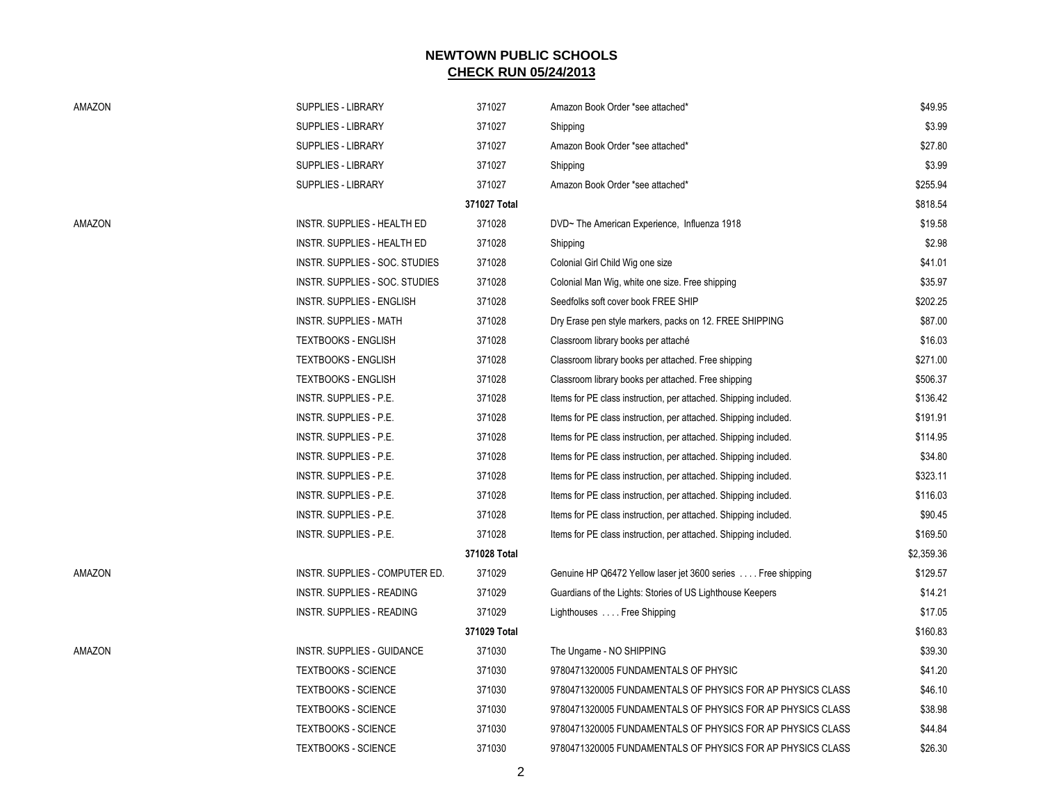# NEWTOWN PUBLIC SCHOOLS

## CHECK RUN 05/24/2013

| | | | | |
|---|---|---|---|---|
| AMAZON | SUPPLIES - LIBRARY | 371027 | Amazon Book Order *see attached* | $49.95 |
| | SUPPLIES - LIBRARY | 371027 | Shipping | $3.99 |
| | SUPPLIES - LIBRARY | 371027 | Amazon Book Order *see attached* | $27.80 |
| | SUPPLIES - LIBRARY | 371027 | Shipping | $3.99 |
| | SUPPLIES - LIBRARY | 371027 | Amazon Book Order *see attached* | $255.94 |
| | | **371027 Total** | | $818.54 |
| AMAZON | INSTR. SUPPLIES - HEALTH ED | 371028 | DVD~ The American Experience, Influenza 1918 | $19.58 |
| | INSTR. SUPPLIES - HEALTH ED | 371028 | Shipping | $2.98 |
| | INSTR. SUPPLIES - SOC. STUDIES | 371028 | Colonial Girl Child Wig one size | $41.01 |
| | INSTR. SUPPLIES - SOC. STUDIES | 371028 | Colonial Man Wig, white one size. Free shipping | $35.97 |
| | INSTR. SUPPLIES - ENGLISH | 371028 | Seedfolks soft cover book FREE SHIP | $202.25 |
| | INSTR. SUPPLIES - MATH | 371028 | Dry Erase pen style markers, packs on 12. FREE SHIPPING | $87.00 |
| | TEXTBOOKS - ENGLISH | 371028 | Classroom library books per attaché | $16.03 |
| | TEXTBOOKS - ENGLISH | 371028 | Classroom library books per attached. Free shipping | $271.00 |
| | TEXTBOOKS - ENGLISH | 371028 | Classroom library books per attached. Free shipping | $506.37 |
| | INSTR. SUPPLIES - P.E. | 371028 | Items for PE class instruction, per attached. Shipping included. | $136.42 |
| | INSTR. SUPPLIES - P.E. | 371028 | Items for PE class instruction, per attached. Shipping included. | $191.91 |
| | INSTR. SUPPLIES - P.E. | 371028 | Items for PE class instruction, per attached. Shipping included. | $114.95 |
| | INSTR. SUPPLIES - P.E. | 371028 | Items for PE class instruction, per attached. Shipping included. | $34.80 |
| | INSTR. SUPPLIES - P.E. | 371028 | Items for PE class instruction, per attached. Shipping included. | $323.11 |
| | INSTR. SUPPLIES - P.E. | 371028 | Items for PE class instruction, per attached. Shipping included. | $116.03 |
| | INSTR. SUPPLIES - P.E. | 371028 | Items for PE class instruction, per attached. Shipping included. | $90.45 |
| | INSTR. SUPPLIES - P.E. | 371028 | Items for PE class instruction, per attached. Shipping included. | $169.50 |
| | | **371028 Total** | | $2,359.36 |
| AMAZON | INSTR. SUPPLIES - COMPUTER ED. | 371029 | Genuine HP Q6472 Yellow laser jet 3600 series . . . . Free shipping | $129.57 |
| | INSTR. SUPPLIES - READING | 371029 | Guardians of the Lights: Stories of US Lighthouse Keepers | $14.21 |
| | INSTR. SUPPLIES - READING | 371029 | Lighthouses . . . . Free Shipping | $17.05 |
| | | **371029 Total** | | $160.83 |
| AMAZON | INSTR. SUPPLIES - GUIDANCE | 371030 | The Ungame - NO SHIPPING | $39.30 |
| | TEXTBOOKS - SCIENCE | 371030 | 9780471320005 FUNDAMENTALS OF PHYSIC | $41.20 |
| | TEXTBOOKS - SCIENCE | 371030 | 9780471320005 FUNDAMENTALS OF PHYSICS FOR AP PHYSICS CLASS | $46.10 |
| | TEXTBOOKS - SCIENCE | 371030 | 9780471320005 FUNDAMENTALS OF PHYSICS FOR AP PHYSICS CLASS | $38.98 |
| | TEXTBOOKS - SCIENCE | 371030 | 9780471320005 FUNDAMENTALS OF PHYSICS FOR AP PHYSICS CLASS | $44.84 |
| | TEXTBOOKS - SCIENCE | 371030 | 9780471320005 FUNDAMENTALS OF PHYSICS FOR AP PHYSICS CLASS | $26.30 |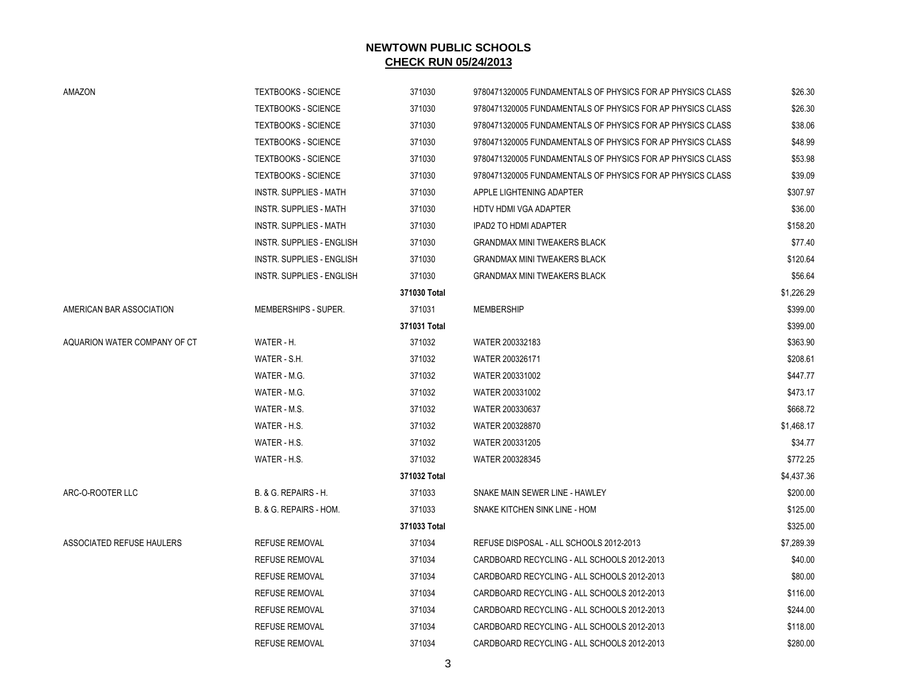# NEWTOWN PUBLIC SCHOOLS

## CHECK RUN 05/24/2013

| | | | | |
|---|---|---|---|---|
| AMAZON | TEXTBOOKS - SCIENCE | 371030 | 9780471320005 FUNDAMENTALS OF PHYSICS FOR AP PHYSICS CLASS | $26.30 |
| | TEXTBOOKS - SCIENCE | 371030 | 9780471320005 FUNDAMENTALS OF PHYSICS FOR AP PHYSICS CLASS | $26.30 |
| | TEXTBOOKS - SCIENCE | 371030 | 9780471320005 FUNDAMENTALS OF PHYSICS FOR AP PHYSICS CLASS | $38.06 |
| | TEXTBOOKS - SCIENCE | 371030 | 9780471320005 FUNDAMENTALS OF PHYSICS FOR AP PHYSICS CLASS | $48.99 |
| | TEXTBOOKS - SCIENCE | 371030 | 9780471320005 FUNDAMENTALS OF PHYSICS FOR AP PHYSICS CLASS | $53.98 |
| | TEXTBOOKS - SCIENCE | 371030 | 9780471320005 FUNDAMENTALS OF PHYSICS FOR AP PHYSICS CLASS | $39.09 |
| | INSTR. SUPPLIES - MATH | 371030 | APPLE LIGHTENING ADAPTER | $307.97 |
| | INSTR. SUPPLIES - MATH | 371030 | HDTV HDMI VGA ADAPTER | $36.00 |
| | INSTR. SUPPLIES - MATH | 371030 | IPAD2 TO HDMI ADAPTER | $158.20 |
| | INSTR. SUPPLIES - ENGLISH | 371030 | GRANDMAX MINI TWEAKERS BLACK | $77.40 |
| | INSTR. SUPPLIES - ENGLISH | 371030 | GRANDMAX MINI TWEAKERS BLACK | $120.64 |
| | INSTR. SUPPLIES - ENGLISH | 371030 | GRANDMAX MINI TWEAKERS BLACK | $56.64 |
| | | **371030 Total** | | $1,226.29 |
| AMERICAN BAR ASSOCIATION | MEMBERSHIPS - SUPER. | 371031 | MEMBERSHIP | $399.00 |
| | | **371031 Total** | | $399.00 |
| AQUARION WATER COMPANY OF CT | WATER - H. | 371032 | WATER 200332183 | $363.90 |
| | WATER - S.H. | 371032 | WATER 200326171 | $208.61 |
| | WATER - M.G. | 371032 | WATER 200331002 | $447.77 |
| | WATER - M.G. | 371032 | WATER 200331002 | $473.17 |
| | WATER - M.S. | 371032 | WATER 200330637 | $668.72 |
| | WATER - H.S. | 371032 | WATER 200328870 | $1,468.17 |
| | WATER - H.S. | 371032 | WATER 200331205 | $34.77 |
| | WATER - H.S. | 371032 | WATER 200328345 | $772.25 |
| | | **371032 Total** | | $4,437.36 |
| ARC-O-ROOTER LLC | B. & G. REPAIRS - H. | 371033 | SNAKE MAIN SEWER LINE - HAWLEY | $200.00 |
| | B. & G. REPAIRS - HOM. | 371033 | SNAKE KITCHEN SINK LINE - HOM | $125.00 |
| | | **371033 Total** | | $325.00 |
| ASSOCIATED REFUSE HAULERS | REFUSE REMOVAL | 371034 | REFUSE DISPOSAL - ALL SCHOOLS 2012-2013 | $7,289.39 |
| | REFUSE REMOVAL | 371034 | CARDBOARD RECYCLING - ALL SCHOOLS 2012-2013 | $40.00 |
| | REFUSE REMOVAL | 371034 | CARDBOARD RECYCLING - ALL SCHOOLS 2012-2013 | $80.00 |
| | REFUSE REMOVAL | 371034 | CARDBOARD RECYCLING - ALL SCHOOLS 2012-2013 | $116.00 |
| | REFUSE REMOVAL | 371034 | CARDBOARD RECYCLING - ALL SCHOOLS 2012-2013 | $244.00 |
| | REFUSE REMOVAL | 371034 | CARDBOARD RECYCLING - ALL SCHOOLS 2012-2013 | $118.00 |
| | REFUSE REMOVAL | 371034 | CARDBOARD RECYCLING - ALL SCHOOLS 2012-2013 | $280.00 |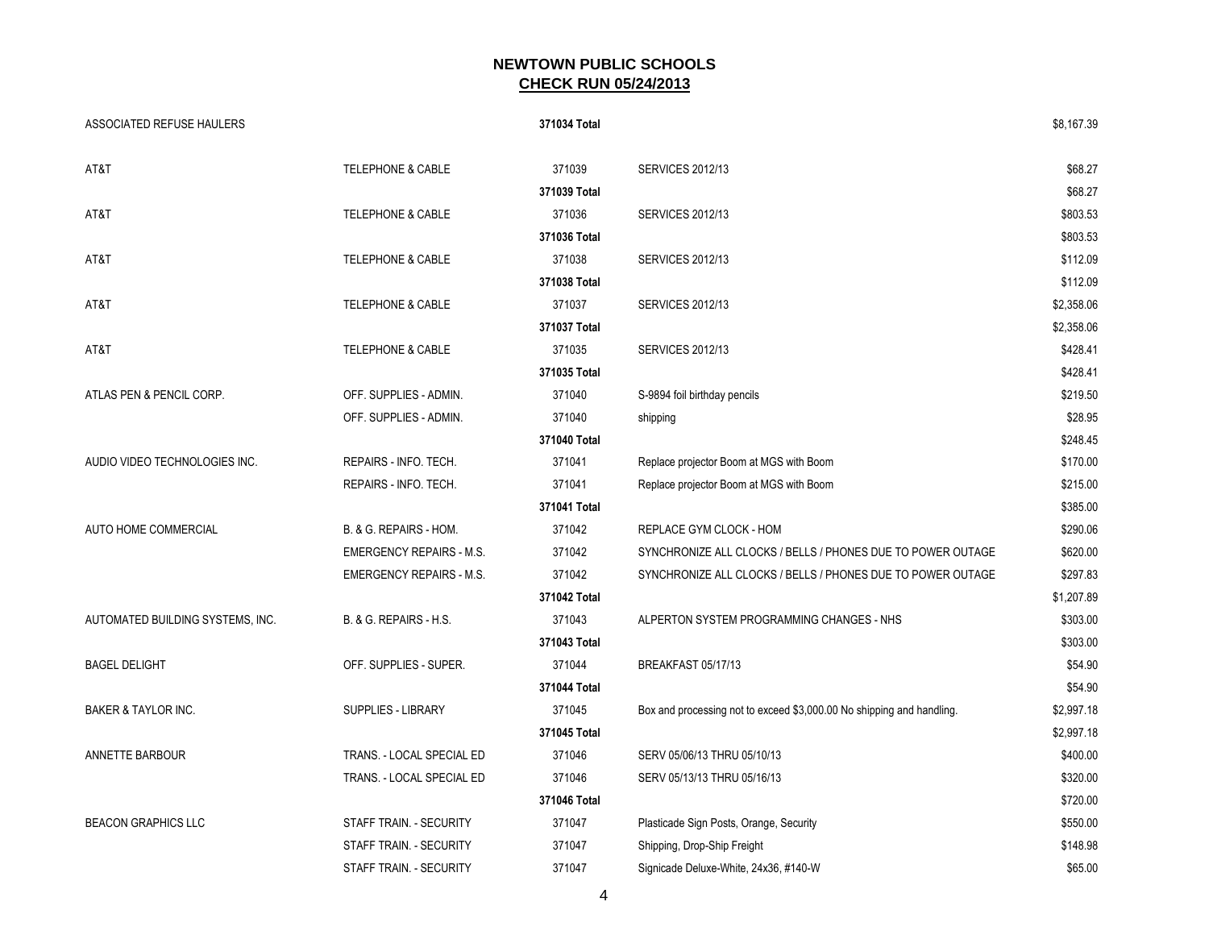# NEWTOWN PUBLIC SCHOOLS
## CHECK RUN 05/24/2013

| | | | | |
|---|---|---|---|---|
| ASSOCIATED REFUSE HAULERS | | **371034 Total** | | $8,167.39 |
| AT&T | TELEPHONE & CABLE | 371039 | SERVICES 2012/13 | $68.27 |
| | | **371039 Total** | | $68.27 |
| AT&T | TELEPHONE & CABLE | 371036 | SERVICES 2012/13 | $803.53 |
| | | **371036 Total** | | $803.53 |
| AT&T | TELEPHONE & CABLE | 371038 | SERVICES 2012/13 | $112.09 |
| | | **371038 Total** | | $112.09 |
| AT&T | TELEPHONE & CABLE | 371037 | SERVICES 2012/13 | $2,358.06 |
| | | **371037 Total** | | $2,358.06 |
| AT&T | TELEPHONE & CABLE | 371035 | SERVICES 2012/13 | $428.41 |
| | | **371035 Total** | | $428.41 |
| ATLAS PEN & PENCIL CORP. | OFF. SUPPLIES - ADMIN. | 371040 | S-9894 foil birthday pencils | $219.50 |
| | OFF. SUPPLIES - ADMIN. | 371040 | shipping | $28.95 |
| | | **371040 Total** | | $248.45 |
| AUDIO VIDEO TECHNOLOGIES INC. | REPAIRS - INFO. TECH. | 371041 | Replace projector Boom at MGS with Boom | $170.00 |
| | REPAIRS - INFO. TECH. | 371041 | Replace projector Boom at MGS with Boom | $215.00 |
| | | **371041 Total** | | $385.00 |
| AUTO HOME COMMERCIAL | B. & G. REPAIRS - HOM. | 371042 | REPLACE GYM CLOCK - HOM | $290.06 |
| | EMERGENCY REPAIRS - M.S. | 371042 | SYNCHRONIZE ALL CLOCKS / BELLS / PHONES DUE TO POWER OUTAGE | $620.00 |
| | EMERGENCY REPAIRS - M.S. | 371042 | SYNCHRONIZE ALL CLOCKS / BELLS / PHONES DUE TO POWER OUTAGE | $297.83 |
| | | **371042 Total** | | $1,207.89 |
| AUTOMATED BUILDING SYSTEMS, INC. | B. & G. REPAIRS - H.S. | 371043 | ALPERTON SYSTEM PROGRAMMING CHANGES - NHS | $303.00 |
| | | **371043 Total** | | $303.00 |
| BAGEL DELIGHT | OFF. SUPPLIES - SUPER. | 371044 | BREAKFAST 05/17/13 | $54.90 |
| | | **371044 Total** | | $54.90 |
| BAKER & TAYLOR INC. | SUPPLIES - LIBRARY | 371045 | Box and processing not to exceed $3,000.00 No shipping and handling. | $2,997.18 |
| | | **371045 Total** | | $2,997.18 |
| ANNETTE BARBOUR | TRANS. - LOCAL SPECIAL ED | 371046 | SERV 05/06/13 THRU 05/10/13 | $400.00 |
| | TRANS. - LOCAL SPECIAL ED | 371046 | SERV 05/13/13 THRU 05/16/13 | $320.00 |
| | | **371046 Total** | | $720.00 |
| BEACON GRAPHICS LLC | STAFF TRAIN. - SECURITY | 371047 | Plasticade Sign Posts, Orange, Security | $550.00 |
| | STAFF TRAIN. - SECURITY | 371047 | Shipping, Drop-Ship Freight | $148.98 |
| | STAFF TRAIN. - SECURITY | 371047 | Signicade Deluxe-White, 24x36, #140-W | $65.00 |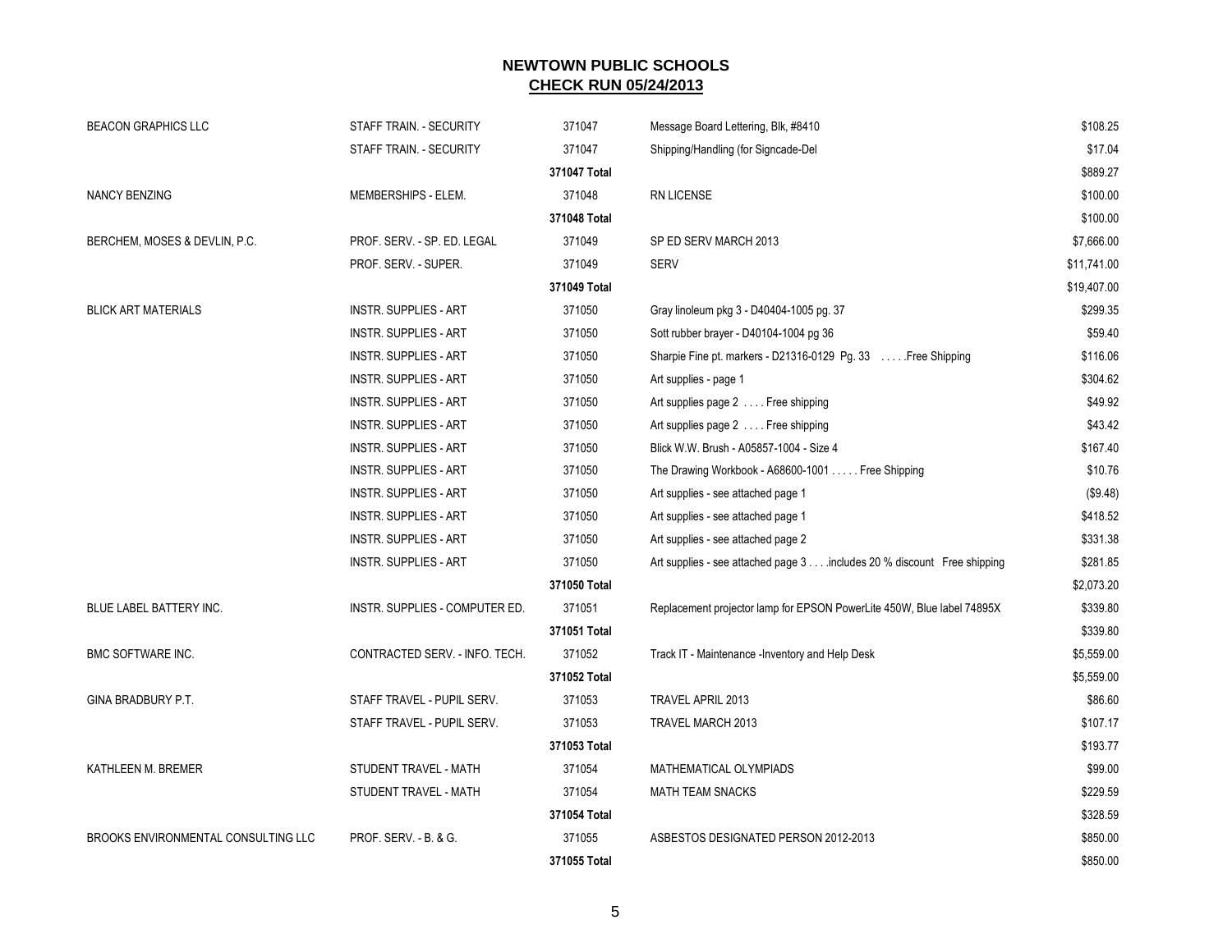## NEWTOWN PUBLIC SCHOOLS
## CHECK RUN 05/24/2013

| Vendor | Account | Check | Description | Amount |
|---|---|---|---|---|
| BEACON GRAPHICS LLC | STAFF TRAIN. - SECURITY | 371047 | Message Board Lettering, Blk, #8410 | $108.25 |
| | STAFF TRAIN. - SECURITY | 371047 | Shipping/Handling (for Signcade-Del | $17.04 |
| | | 371047 Total | | $889.27 |
| NANCY BENZING | MEMBERSHIPS - ELEM. | 371048 | RN LICENSE | $100.00 |
| | | 371048 Total | | $100.00 |
| BERCHEM, MOSES & DEVLIN, P.C. | PROF. SERV. - SP. ED. LEGAL | 371049 | SP ED SERV MARCH 2013 | $7,666.00 |
| | PROF. SERV. - SUPER. | 371049 | SERV | $11,741.00 |
| | | 371049 Total | | $19,407.00 |
| BLICK ART MATERIALS | INSTR. SUPPLIES - ART | 371050 | Gray linoleum pkg 3 - D40404-1005 pg. 37 | $299.35 |
| | INSTR. SUPPLIES - ART | 371050 | Sott rubber brayer - D40104-1004 pg 36 | $59.40 |
| | INSTR. SUPPLIES - ART | 371050 | Sharpie Fine pt. markers - D21316-0129 Pg. 33 . . . . .Free Shipping | $116.06 |
| | INSTR. SUPPLIES - ART | 371050 | Art supplies - page 1 | $304.62 |
| | INSTR. SUPPLIES - ART | 371050 | Art supplies page 2 . . . . Free shipping | $49.92 |
| | INSTR. SUPPLIES - ART | 371050 | Art supplies page 2 . . . . Free shipping | $43.42 |
| | INSTR. SUPPLIES - ART | 371050 | Blick W.W. Brush - A05857-1004 - Size 4 | $167.40 |
| | INSTR. SUPPLIES - ART | 371050 | The Drawing Workbook - A68600-1001 . . . . . Free Shipping | $10.76 |
| | INSTR. SUPPLIES - ART | 371050 | Art supplies - see attached page 1 | ($9.48) |
| | INSTR. SUPPLIES - ART | 371050 | Art supplies - see attached page 1 | $418.52 |
| | INSTR. SUPPLIES - ART | 371050 | Art supplies - see attached page 2 | $331.38 |
| | INSTR. SUPPLIES - ART | 371050 | Art supplies - see attached page 3 . . . .includes 20 % discount Free shipping | $281.85 |
| | | 371050 Total | | $2,073.20 |
| BLUE LABEL BATTERY INC. | INSTR. SUPPLIES - COMPUTER ED. | 371051 | Replacement projector lamp for EPSON PowerLite 450W, Blue label 74895X | $339.80 |
| | | 371051 Total | | $339.80 |
| BMC SOFTWARE INC. | CONTRACTED SERV. - INFO. TECH. | 371052 | Track IT - Maintenance -Inventory and Help Desk | $5,559.00 |
| | | 371052 Total | | $5,559.00 |
| GINA BRADBURY P.T. | STAFF TRAVEL - PUPIL SERV. | 371053 | TRAVEL APRIL 2013 | $86.60 |
| | STAFF TRAVEL - PUPIL SERV. | 371053 | TRAVEL MARCH 2013 | $107.17 |
| | | 371053 Total | | $193.77 |
| KATHLEEN M. BREMER | STUDENT TRAVEL - MATH | 371054 | MATHEMATICAL OLYMPIADS | $99.00 |
| | STUDENT TRAVEL - MATH | 371054 | MATH TEAM SNACKS | $229.59 |
| | | 371054 Total | | $328.59 |
| BROOKS ENVIRONMENTAL CONSULTING LLC | PROF. SERV. - B. & G. | 371055 | ASBESTOS DESIGNATED PERSON 2012-2013 | $850.00 |
| | | 371055 Total | | $850.00 |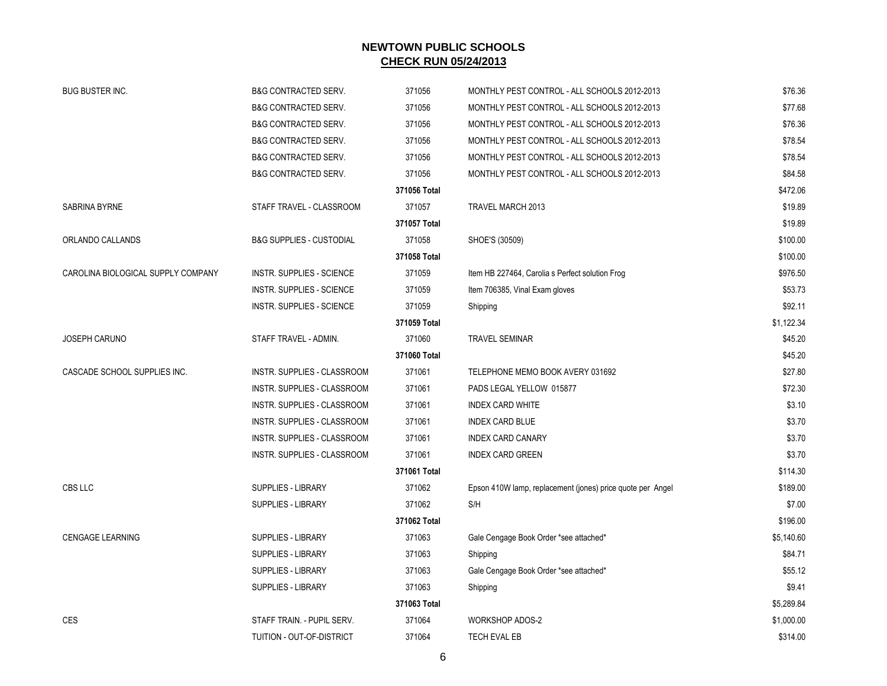# NEWTOWN PUBLIC SCHOOLS

## CHECK RUN 05/24/2013

| | | | | |
|---|---|---|---|---|
| BUG BUSTER INC. | B&G CONTRACTED SERV. | 371056 | MONTHLY PEST CONTROL - ALL SCHOOLS 2012-2013 | $76.36 |
| | B&G CONTRACTED SERV. | 371056 | MONTHLY PEST CONTROL - ALL SCHOOLS 2012-2013 | $77.68 |
| | B&G CONTRACTED SERV. | 371056 | MONTHLY PEST CONTROL - ALL SCHOOLS 2012-2013 | $76.36 |
| | B&G CONTRACTED SERV. | 371056 | MONTHLY PEST CONTROL - ALL SCHOOLS 2012-2013 | $78.54 |
| | B&G CONTRACTED SERV. | 371056 | MONTHLY PEST CONTROL - ALL SCHOOLS 2012-2013 | $78.54 |
| | B&G CONTRACTED SERV. | 371056 | MONTHLY PEST CONTROL - ALL SCHOOLS 2012-2013 | $84.58 |
| | | **371056 Total** | | $472.06 |
| SABRINA BYRNE | STAFF TRAVEL - CLASSROOM | 371057 | TRAVEL MARCH 2013 | $19.89 |
| | | **371057 Total** | | $19.89 |
| ORLANDO CALLANDS | B&G SUPPLIES - CUSTODIAL | 371058 | SHOE'S (30509) | $100.00 |
| | | **371058 Total** | | $100.00 |
| CAROLINA BIOLOGICAL SUPPLY COMPANY | INSTR. SUPPLIES - SCIENCE | 371059 | Item HB 227464, Carolia s Perfect solution Frog | $976.50 |
| | INSTR. SUPPLIES - SCIENCE | 371059 | Item 706385, Vinal Exam gloves | $53.73 |
| | INSTR. SUPPLIES - SCIENCE | 371059 | Shipping | $92.11 |
| | | **371059 Total** | | $1,122.34 |
| JOSEPH CARUNO | STAFF TRAVEL - ADMIN. | 371060 | TRAVEL SEMINAR | $45.20 |
| | | **371060 Total** | | $45.20 |
| CASCADE SCHOOL SUPPLIES INC. | INSTR. SUPPLIES - CLASSROOM | 371061 | TELEPHONE MEMO BOOK AVERY 031692 | $27.80 |
| | INSTR. SUPPLIES - CLASSROOM | 371061 | PADS LEGAL YELLOW 015877 | $72.30 |
| | INSTR. SUPPLIES - CLASSROOM | 371061 | INDEX CARD WHITE | $3.10 |
| | INSTR. SUPPLIES - CLASSROOM | 371061 | INDEX CARD BLUE | $3.70 |
| | INSTR. SUPPLIES - CLASSROOM | 371061 | INDEX CARD CANARY | $3.70 |
| | INSTR. SUPPLIES - CLASSROOM | 371061 | INDEX CARD GREEN | $3.70 |
| | | **371061 Total** | | $114.30 |
| CBS LLC | SUPPLIES - LIBRARY | 371062 | Epson 410W lamp, replacement (jones) price quote per Angel | $189.00 |
| | SUPPLIES - LIBRARY | 371062 | S/H | $7.00 |
| | | **371062 Total** | | $196.00 |
| CENGAGE LEARNING | SUPPLIES - LIBRARY | 371063 | Gale Cengage Book Order *see attached* | $5,140.60 |
| | SUPPLIES - LIBRARY | 371063 | Shipping | $84.71 |
| | SUPPLIES - LIBRARY | 371063 | Gale Cengage Book Order *see attached* | $55.12 |
| | SUPPLIES - LIBRARY | 371063 | Shipping | $9.41 |
| | | **371063 Total** | | $5,289.84 |
| CES | STAFF TRAIN. - PUPIL SERV. | 371064 | WORKSHOP ADOS-2 | $1,000.00 |
| | TUITION - OUT-OF-DISTRICT | 371064 | TECH EVAL EB | $314.00 |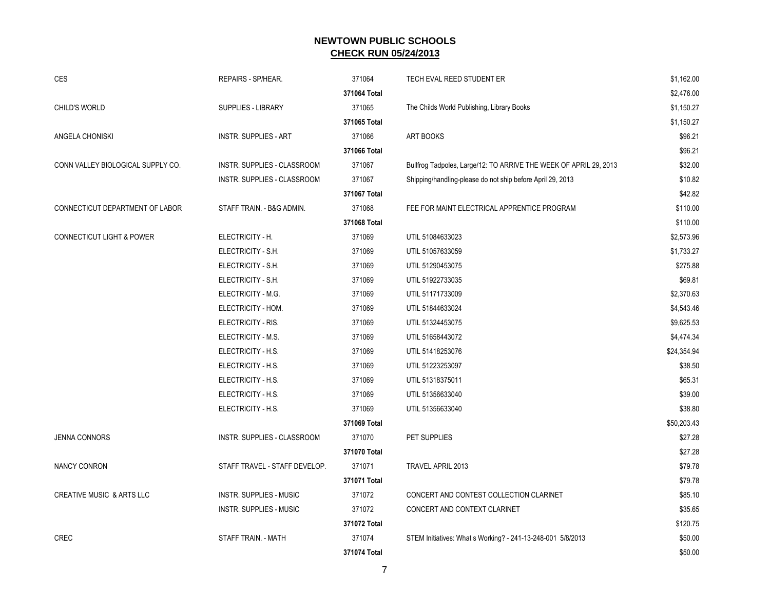# NEWTOWN PUBLIC SCHOOLS
## CHECK RUN 05/24/2013

| | | | | |
|---|---|---|---|---|
| CES | REPAIRS - SP/HEAR. | 371064 | TECH EVAL REED STUDENT ER | $1,162.00 |
| | | **371064 Total** | | $2,476.00 |
| CHILD'S WORLD | SUPPLIES - LIBRARY | 371065 | The Childs World Publishing, Library Books | $1,150.27 |
| | | **371065 Total** | | $1,150.27 |
| ANGELA CHONISKI | INSTR. SUPPLIES - ART | 371066 | ART BOOKS | $96.21 |
| | | **371066 Total** | | $96.21 |
| CONN VALLEY BIOLOGICAL SUPPLY CO. | INSTR. SUPPLIES - CLASSROOM | 371067 | Bullfrog Tadpoles, Large/12: TO ARRIVE THE WEEK OF APRIL 29, 2013 | $32.00 |
| | INSTR. SUPPLIES - CLASSROOM | 371067 | Shipping/handling-please do not ship before April 29, 2013 | $10.82 |
| | | **371067 Total** | | $42.82 |
| CONNECTICUT DEPARTMENT OF LABOR | STAFF TRAIN. - B&G ADMIN. | 371068 | FEE FOR MAINT ELECTRICAL APPRENTICE PROGRAM | $110.00 |
| | | **371068 Total** | | $110.00 |
| CONNECTICUT LIGHT & POWER | ELECTRICITY - H. | 371069 | UTIL 51084633023 | $2,573.96 |
| | ELECTRICITY - S.H. | 371069 | UTIL 51057633059 | $1,733.27 |
| | ELECTRICITY - S.H. | 371069 | UTIL 51290453075 | $275.88 |
| | ELECTRICITY - S.H. | 371069 | UTIL 51922733035 | $69.81 |
| | ELECTRICITY - M.G. | 371069 | UTIL 51171733009 | $2,370.63 |
| | ELECTRICITY - HOM. | 371069 | UTIL 51844633024 | $4,543.46 |
| | ELECTRICITY - RIS. | 371069 | UTIL 51324453075 | $9,625.53 |
| | ELECTRICITY - M.S. | 371069 | UTIL 51658443072 | $4,474.34 |
| | ELECTRICITY - H.S. | 371069 | UTIL 51418253076 | $24,354.94 |
| | ELECTRICITY - H.S. | 371069 | UTIL 51223253097 | $38.50 |
| | ELECTRICITY - H.S. | 371069 | UTIL 51318375011 | $65.31 |
| | ELECTRICITY - H.S. | 371069 | UTIL 51356633040 | $39.00 |
| | ELECTRICITY - H.S. | 371069 | UTIL 51356633040 | $38.80 |
| | | **371069 Total** | | $50,203.43 |
| JENNA CONNORS | INSTR. SUPPLIES - CLASSROOM | 371070 | PET SUPPLIES | $27.28 |
| | | **371070 Total** | | $27.28 |
| NANCY CONRON | STAFF TRAVEL - STAFF DEVELOP. | 371071 | TRAVEL APRIL 2013 | $79.78 |
| | | **371071 Total** | | $79.78 |
| CREATIVE MUSIC & ARTS LLC | INSTR. SUPPLIES - MUSIC | 371072 | CONCERT AND CONTEST COLLECTION CLARINET | $85.10 |
| | INSTR. SUPPLIES - MUSIC | 371072 | CONCERT AND CONTEXT CLARINET | $35.65 |
| | | **371072 Total** | | $120.75 |
| CREC | STAFF TRAIN. - MATH | 371074 | STEM Initiatives: What s Working? - 241-13-248-001 5/8/2013 | $50.00 |
| | | **371074 Total** | | $50.00 |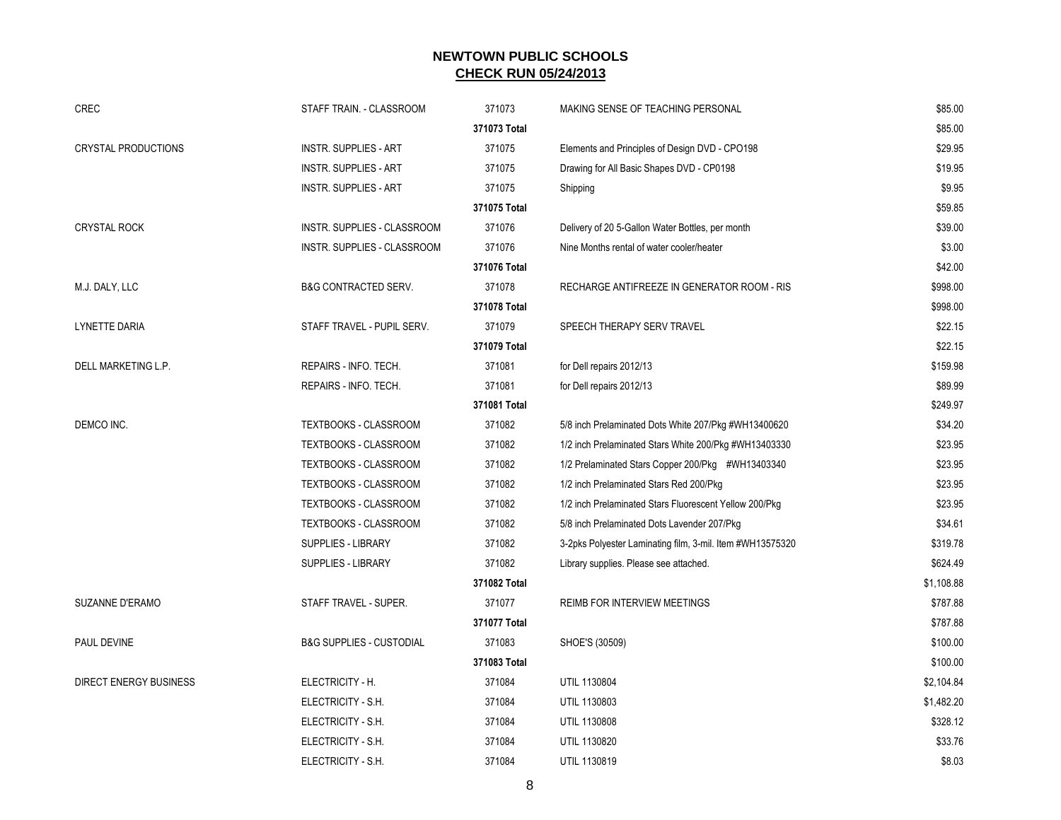# NEWTOWN PUBLIC SCHOOLS

## CHECK RUN 05/24/2013

| | | | | |
|---|---|---|---|---|
| CREC | STAFF TRAIN. - CLASSROOM | 371073 | MAKING SENSE OF TEACHING PERSONAL | $85.00 |
| | | 371073 Total | | $85.00 |
| CRYSTAL PRODUCTIONS | INSTR. SUPPLIES - ART | 371075 | Elements and Principles of Design DVD - CPO198 | $29.95 |
| | INSTR. SUPPLIES - ART | 371075 | Drawing for All Basic Shapes DVD - CP0198 | $19.95 |
| | INSTR. SUPPLIES - ART | 371075 | Shipping | $9.95 |
| | | 371075 Total | | $59.85 |
| CRYSTAL ROCK | INSTR. SUPPLIES - CLASSROOM | 371076 | Delivery of 20 5-Gallon Water Bottles, per month | $39.00 |
| | INSTR. SUPPLIES - CLASSROOM | 371076 | Nine Months rental of water cooler/heater | $3.00 |
| | | 371076 Total | | $42.00 |
| M.J. DALY, LLC | B&G CONTRACTED SERV. | 371078 | RECHARGE ANTIFREEZE IN GENERATOR ROOM - RIS | $998.00 |
| | | 371078 Total | | $998.00 |
| LYNETTE DARIA | STAFF TRAVEL - PUPIL SERV. | 371079 | SPEECH THERAPY SERV TRAVEL | $22.15 |
| | | 371079 Total | | $22.15 |
| DELL MARKETING L.P. | REPAIRS - INFO. TECH. | 371081 | for Dell repairs 2012/13 | $159.98 |
| | REPAIRS - INFO. TECH. | 371081 | for Dell repairs 2012/13 | $89.99 |
| | | 371081 Total | | $249.97 |
| DEMCO INC. | TEXTBOOKS - CLASSROOM | 371082 | 5/8 inch Prelaminated Dots White 207/Pkg #WH13400620 | $34.20 |
| | TEXTBOOKS - CLASSROOM | 371082 | 1/2 inch Prelaminated Stars White 200/Pkg #WH13403330 | $23.95 |
| | TEXTBOOKS - CLASSROOM | 371082 | 1/2 Prelaminated Stars Copper 200/Pkg #WH13403340 | $23.95 |
| | TEXTBOOKS - CLASSROOM | 371082 | 1/2 inch Prelaminated Stars Red 200/Pkg | $23.95 |
| | TEXTBOOKS - CLASSROOM | 371082 | 1/2 inch Prelaminated Stars Fluorescent Yellow 200/Pkg | $23.95 |
| | TEXTBOOKS - CLASSROOM | 371082 | 5/8 inch Prelaminated Dots Lavender 207/Pkg | $34.61 |
| | SUPPLIES - LIBRARY | 371082 | 3-2pks Polyester Laminating film, 3-mil. Item #WH13575320 | $319.78 |
| | SUPPLIES - LIBRARY | 371082 | Library supplies. Please see attached. | $624.49 |
| | | 371082 Total | | $1,108.88 |
| SUZANNE D'ERAMO | STAFF TRAVEL - SUPER. | 371077 | REIMB FOR INTERVIEW MEETINGS | $787.88 |
| | | 371077 Total | | $787.88 |
| PAUL DEVINE | B&G SUPPLIES - CUSTODIAL | 371083 | SHOE'S (30509) | $100.00 |
| | | 371083 Total | | $100.00 |
| DIRECT ENERGY BUSINESS | ELECTRICITY - H. | 371084 | UTIL 1130804 | $2,104.84 |
| | ELECTRICITY - S.H. | 371084 | UTIL 1130803 | $1,482.20 |
| | ELECTRICITY - S.H. | 371084 | UTIL 1130808 | $328.12 |
| | ELECTRICITY - S.H. | 371084 | UTIL 1130820 | $33.76 |
| | ELECTRICITY - S.H. | 371084 | UTIL 1130819 | $8.03 |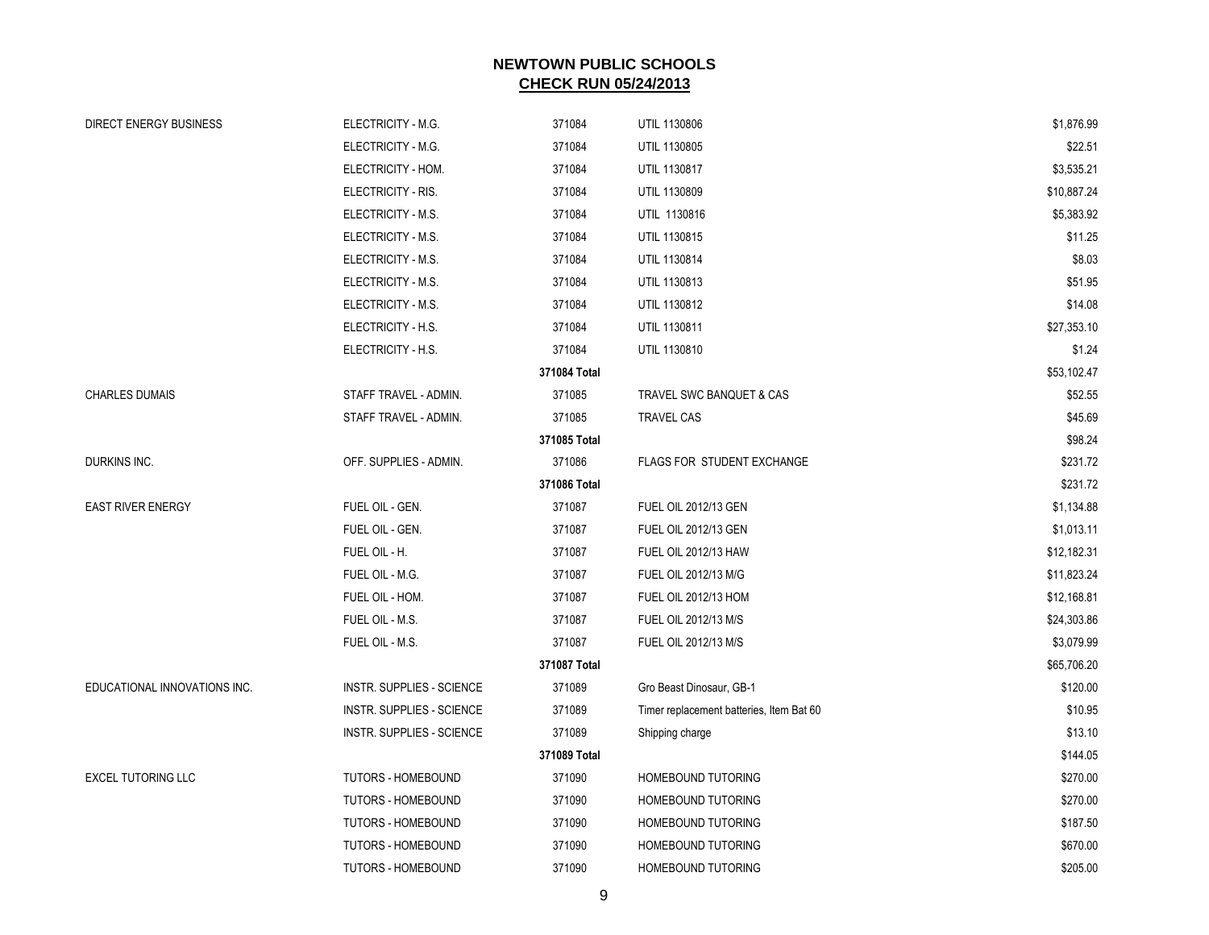# NEWTOWN PUBLIC SCHOOLS

## CHECK RUN 05/24/2013

| | | | | |
|---|---|---|---|---|
| DIRECT ENERGY BUSINESS | ELECTRICITY - M.G. | 371084 | UTIL 1130806 | $1,876.99 |
| | ELECTRICITY - M.G. | 371084 | UTIL 1130805 | $22.51 |
| | ELECTRICITY - HOM. | 371084 | UTIL 1130817 | $3,535.21 |
| | ELECTRICITY - RIS. | 371084 | UTIL 1130809 | $10,887.24 |
| | ELECTRICITY - M.S. | 371084 | UTIL 1130816 | $5,383.92 |
| | ELECTRICITY - M.S. | 371084 | UTIL 1130815 | $11.25 |
| | ELECTRICITY - M.S. | 371084 | UTIL 1130814 | $8.03 |
| | ELECTRICITY - M.S. | 371084 | UTIL 1130813 | $51.95 |
| | ELECTRICITY - M.S. | 371084 | UTIL 1130812 | $14.08 |
| | ELECTRICITY - H.S. | 371084 | UTIL 1130811 | $27,353.10 |
| | ELECTRICITY - H.S. | 371084 | UTIL 1130810 | $1.24 |
| | | **371084 Total** | | $53,102.47 |
| CHARLES DUMAIS | STAFF TRAVEL - ADMIN. | 371085 | TRAVEL SWC BANQUET & CAS | $52.55 |
| | STAFF TRAVEL - ADMIN. | 371085 | TRAVEL CAS | $45.69 |
| | | **371085 Total** | | $98.24 |
| DURKINS INC. | OFF. SUPPLIES - ADMIN. | 371086 | FLAGS FOR STUDENT EXCHANGE | $231.72 |
| | | **371086 Total** | | $231.72 |
| EAST RIVER ENERGY | FUEL OIL - GEN. | 371087 | FUEL OIL 2012/13 GEN | $1,134.88 |
| | FUEL OIL - GEN. | 371087 | FUEL OIL 2012/13 GEN | $1,013.11 |
| | FUEL OIL - H. | 371087 | FUEL OIL 2012/13 HAW | $12,182.31 |
| | FUEL OIL - M.G. | 371087 | FUEL OIL 2012/13 M/G | $11,823.24 |
| | FUEL OIL - HOM. | 371087 | FUEL OIL 2012/13 HOM | $12,168.81 |
| | FUEL OIL - M.S. | 371087 | FUEL OIL 2012/13 M/S | $24,303.86 |
| | FUEL OIL - M.S. | 371087 | FUEL OIL 2012/13 M/S | $3,079.99 |
| | | **371087 Total** | | $65,706.20 |
| EDUCATIONAL INNOVATIONS INC. | INSTR. SUPPLIES - SCIENCE | 371089 | Gro Beast Dinosaur, GB-1 | $120.00 |
| | INSTR. SUPPLIES - SCIENCE | 371089 | Timer replacement batteries, Item Bat 60 | $10.95 |
| | INSTR. SUPPLIES - SCIENCE | 371089 | Shipping charge | $13.10 |
| | | **371089 Total** | | $144.05 |
| EXCEL TUTORING LLC | TUTORS - HOMEBOUND | 371090 | HOMEBOUND TUTORING | $270.00 |
| | TUTORS - HOMEBOUND | 371090 | HOMEBOUND TUTORING | $270.00 |
| | TUTORS - HOMEBOUND | 371090 | HOMEBOUND TUTORING | $187.50 |
| | TUTORS - HOMEBOUND | 371090 | HOMEBOUND TUTORING | $670.00 |
| | TUTORS - HOMEBOUND | 371090 | HOMEBOUND TUTORING | $205.00 |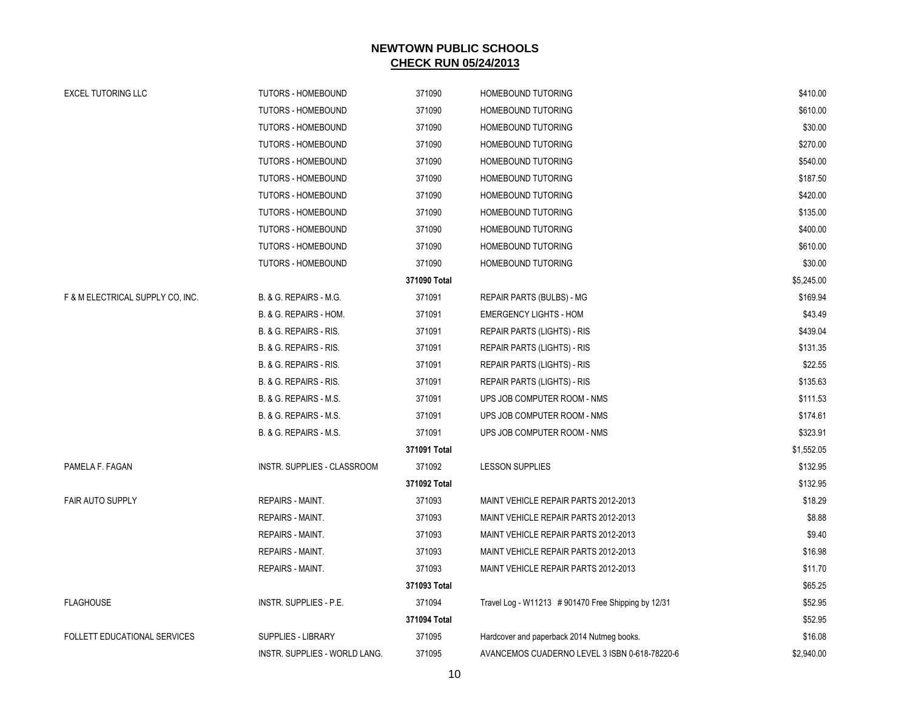# NEWTOWN PUBLIC SCHOOLS

## CHECK RUN 05/24/2013

| | | | | |
|---|---|---|---|---|
| EXCEL TUTORING LLC | TUTORS - HOMEBOUND | 371090 | HOMEBOUND TUTORING | $410.00 |
| | TUTORS - HOMEBOUND | 371090 | HOMEBOUND TUTORING | $610.00 |
| | TUTORS - HOMEBOUND | 371090 | HOMEBOUND TUTORING | $30.00 |
| | TUTORS - HOMEBOUND | 371090 | HOMEBOUND TUTORING | $270.00 |
| | TUTORS - HOMEBOUND | 371090 | HOMEBOUND TUTORING | $540.00 |
| | TUTORS - HOMEBOUND | 371090 | HOMEBOUND TUTORING | $187.50 |
| | TUTORS - HOMEBOUND | 371090 | HOMEBOUND TUTORING | $420.00 |
| | TUTORS - HOMEBOUND | 371090 | HOMEBOUND TUTORING | $135.00 |
| | TUTORS - HOMEBOUND | 371090 | HOMEBOUND TUTORING | $400.00 |
| | TUTORS - HOMEBOUND | 371090 | HOMEBOUND TUTORING | $610.00 |
| | TUTORS - HOMEBOUND | 371090 | HOMEBOUND TUTORING | $30.00 |
| | | **371090 Total** | | $5,245.00 |
| F & M ELECTRICAL SUPPLY CO, INC. | B. & G. REPAIRS - M.G. | 371091 | REPAIR PARTS (BULBS) - MG | $169.94 |
| | B. & G. REPAIRS - HOM. | 371091 | EMERGENCY LIGHTS - HOM | $43.49 |
| | B. & G. REPAIRS - RIS. | 371091 | REPAIR PARTS (LIGHTS) - RIS | $439.04 |
| | B. & G. REPAIRS - RIS. | 371091 | REPAIR PARTS (LIGHTS) - RIS | $131.35 |
| | B. & G. REPAIRS - RIS. | 371091 | REPAIR PARTS (LIGHTS) - RIS | $22.55 |
| | B. & G. REPAIRS - RIS. | 371091 | REPAIR PARTS (LIGHTS) - RIS | $135.63 |
| | B. & G. REPAIRS - M.S. | 371091 | UPS JOB COMPUTER ROOM - NMS | $111.53 |
| | B. & G. REPAIRS - M.S. | 371091 | UPS JOB COMPUTER ROOM - NMS | $174.61 |
| | B. & G. REPAIRS - M.S. | 371091 | UPS JOB COMPUTER ROOM - NMS | $323.91 |
| | | **371091 Total** | | $1,552.05 |
| PAMELA F. FAGAN | INSTR. SUPPLIES - CLASSROOM | 371092 | LESSON SUPPLIES | $132.95 |
| | | **371092 Total** | | $132.95 |
| FAIR AUTO SUPPLY | REPAIRS - MAINT. | 371093 | MAINT VEHICLE REPAIR PARTS 2012-2013 | $18.29 |
| | REPAIRS - MAINT. | 371093 | MAINT VEHICLE REPAIR PARTS 2012-2013 | $8.88 |
| | REPAIRS - MAINT. | 371093 | MAINT VEHICLE REPAIR PARTS 2012-2013 | $9.40 |
| | REPAIRS - MAINT. | 371093 | MAINT VEHICLE REPAIR PARTS 2012-2013 | $16.98 |
| | REPAIRS - MAINT. | 371093 | MAINT VEHICLE REPAIR PARTS 2012-2013 | $11.70 |
| | | **371093 Total** | | $65.25 |
| FLAGHOUSE | INSTR. SUPPLIES - P.E. | 371094 | Travel Log - W11213 # 901470 Free Shipping by 12/31 | $52.95 |
| | | **371094 Total** | | $52.95 |
| FOLLETT EDUCATIONAL SERVICES | SUPPLIES - LIBRARY | 371095 | Hardcover and paperback 2014 Nutmeg books. | $16.08 |
| | INSTR. SUPPLIES - WORLD LANG. | 371095 | AVANCEMOS CUADERNO LEVEL 3 ISBN 0-618-78220-6 | $2,940.00 |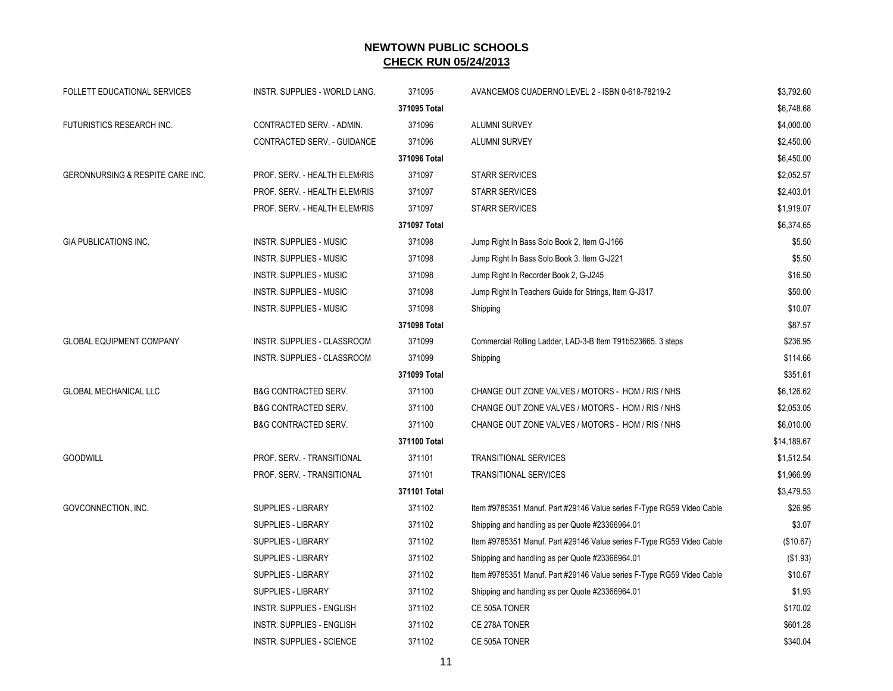# NEWTOWN PUBLIC SCHOOLS

## CHECK RUN 05/24/2013

| | | | | |
|---|---|---|---|---|
| FOLLETT EDUCATIONAL SERVICES | INSTR. SUPPLIES - WORLD LANG. | 371095 | AVANCEMOS CUADERNO LEVEL 2 - ISBN 0-618-78219-2 | $3,792.60 |
| | | **371095 Total** | | $6,748.68 |
| FUTURISTICS RESEARCH INC. | CONTRACTED SERV. - ADMIN. | 371096 | ALUMNI SURVEY | $4,000.00 |
| | CONTRACTED SERV. - GUIDANCE | 371096 | ALUMNI SURVEY | $2,450.00 |
| | | **371096 Total** | | $6,450.00 |
| GERONNURSING & RESPITE CARE INC. | PROF. SERV. - HEALTH ELEM/RIS | 371097 | STARR SERVICES | $2,052.57 |
| | PROF. SERV. - HEALTH ELEM/RIS | 371097 | STARR SERVICES | $2,403.01 |
| | PROF. SERV. - HEALTH ELEM/RIS | 371097 | STARR SERVICES | $1,919.07 |
| | | **371097 Total** | | $6,374.65 |
| GIA PUBLICATIONS INC. | INSTR. SUPPLIES - MUSIC | 371098 | Jump Right In Bass Solo Book 2, Item G-J166 | $5.50 |
| | INSTR. SUPPLIES - MUSIC | 371098 | Jump Right In Bass Solo Book 3. Item G-J221 | $5.50 |
| | INSTR. SUPPLIES - MUSIC | 371098 | Jump Right In Recorder Book 2, G-J245 | $16.50 |
| | INSTR. SUPPLIES - MUSIC | 371098 | Jump Right In Teachers Guide for Strings, Item G-J317 | $50.00 |
| | INSTR. SUPPLIES - MUSIC | 371098 | Shipping | $10.07 |
| | | **371098 Total** | | $87.57 |
| GLOBAL EQUIPMENT COMPANY | INSTR. SUPPLIES - CLASSROOM | 371099 | Commercial Rolling Ladder, LAD-3-B Item T91b523665. 3 steps | $236.95 |
| | INSTR. SUPPLIES - CLASSROOM | 371099 | Shipping | $114.66 |
| | | **371099 Total** | | $351.61 |
| GLOBAL MECHANICAL LLC | B&G CONTRACTED SERV. | 371100 | CHANGE OUT ZONE VALVES / MOTORS - HOM / RIS / NHS | $6,126.62 |
| | B&G CONTRACTED SERV. | 371100 | CHANGE OUT ZONE VALVES / MOTORS - HOM / RIS / NHS | $2,053.05 |
| | B&G CONTRACTED SERV. | 371100 | CHANGE OUT ZONE VALVES / MOTORS - HOM / RIS / NHS | $6,010.00 |
| | | **371100 Total** | | $14,189.67 |
| GOODWILL | PROF. SERV. - TRANSITIONAL | 371101 | TRANSITIONAL SERVICES | $1,512.54 |
| | PROF. SERV. - TRANSITIONAL | 371101 | TRANSITIONAL SERVICES | $1,966.99 |
| | | **371101 Total** | | $3,479.53 |
| GOVCONNECTION, INC. | SUPPLIES - LIBRARY | 371102 | Item #9785351 Manuf. Part #29146 Value series F-Type RG59 Video Cable | $26.95 |
| | SUPPLIES - LIBRARY | 371102 | Shipping and handling as per Quote #23366964.01 | $3.07 |
| | SUPPLIES - LIBRARY | 371102 | Item #9785351 Manuf. Part #29146 Value series F-Type RG59 Video Cable | ($10.67) |
| | SUPPLIES - LIBRARY | 371102 | Shipping and handling as per Quote #23366964.01 | ($1.93) |
| | SUPPLIES - LIBRARY | 371102 | Item #9785351 Manuf. Part #29146 Value series F-Type RG59 Video Cable | $10.67 |
| | SUPPLIES - LIBRARY | 371102 | Shipping and handling as per Quote #23366964.01 | $1.93 |
| | INSTR. SUPPLIES - ENGLISH | 371102 | CE 505A TONER | $170.02 |
| | INSTR. SUPPLIES - ENGLISH | 371102 | CE 278A TONER | $601.28 |
| | INSTR. SUPPLIES - SCIENCE | 371102 | CE 505A TONER | $340.04 |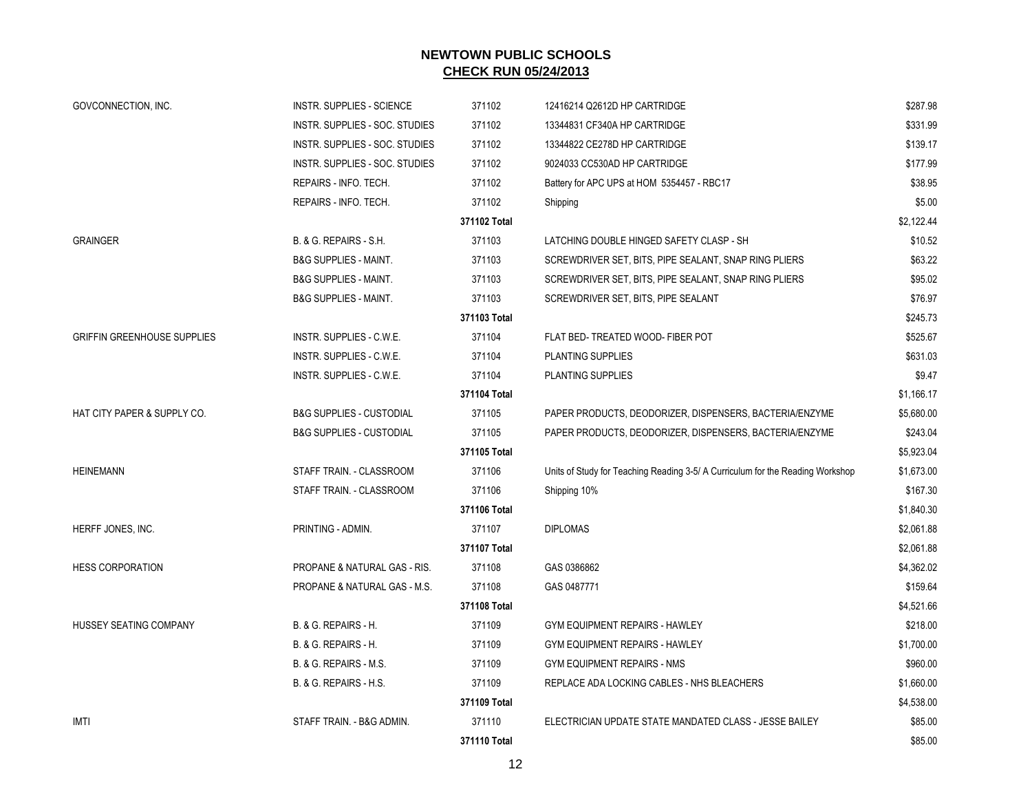# NEWTOWN PUBLIC SCHOOLS

## CHECK RUN 05/24/2013

| | | | | |
|---|---|---|---|---|
| GOVCONNECTION, INC. | INSTR. SUPPLIES - SCIENCE | 371102 | 12416214 Q2612D HP CARTRIDGE | $287.98 |
| | INSTR. SUPPLIES - SOC. STUDIES | 371102 | 13344831 CF340A HP CARTRIDGE | $331.99 |
| | INSTR. SUPPLIES - SOC. STUDIES | 371102 | 13344822 CE278D HP CARTRIDGE | $139.17 |
| | INSTR. SUPPLIES - SOC. STUDIES | 371102 | 9024033 CC530AD HP CARTRIDGE | $177.99 |
| | REPAIRS - INFO. TECH. | 371102 | Battery for APC UPS at HOM 5354457 - RBC17 | $38.95 |
| | REPAIRS - INFO. TECH. | 371102 | Shipping | $5.00 |
| | | 371102 Total | | $2,122.44 |
| GRAINGER | B. & G. REPAIRS - S.H. | 371103 | LATCHING DOUBLE HINGED SAFETY CLASP - SH | $10.52 |
| | B&G SUPPLIES - MAINT. | 371103 | SCREWDRIVER SET, BITS, PIPE SEALANT, SNAP RING PLIERS | $63.22 |
| | B&G SUPPLIES - MAINT. | 371103 | SCREWDRIVER SET, BITS, PIPE SEALANT, SNAP RING PLIERS | $95.02 |
| | B&G SUPPLIES - MAINT. | 371103 | SCREWDRIVER SET, BITS, PIPE SEALANT | $76.97 |
| | | 371103 Total | | $245.73 |
| GRIFFIN GREENHOUSE SUPPLIES | INSTR. SUPPLIES - C.W.E. | 371104 | FLAT BED- TREATED WOOD- FIBER POT | $525.67 |
| | INSTR. SUPPLIES - C.W.E. | 371104 | PLANTING SUPPLIES | $631.03 |
| | INSTR. SUPPLIES - C.W.E. | 371104 | PLANTING SUPPLIES | $9.47 |
| | | 371104 Total | | $1,166.17 |
| HAT CITY PAPER & SUPPLY CO. | B&G SUPPLIES - CUSTODIAL | 371105 | PAPER PRODUCTS, DEODORIZER, DISPENSERS, BACTERIA/ENZYME | $5,680.00 |
| | B&G SUPPLIES - CUSTODIAL | 371105 | PAPER PRODUCTS, DEODORIZER, DISPENSERS, BACTERIA/ENZYME | $243.04 |
| | | 371105 Total | | $5,923.04 |
| HEINEMANN | STAFF TRAIN. - CLASSROOM | 371106 | Units of Study for Teaching Reading 3-5/ A Curriculum for the Reading Workshop | $1,673.00 |
| | STAFF TRAIN. - CLASSROOM | 371106 | Shipping 10% | $167.30 |
| | | 371106 Total | | $1,840.30 |
| HERFF JONES, INC. | PRINTING - ADMIN. | 371107 | DIPLOMAS | $2,061.88 |
| | | 371107 Total | | $2,061.88 |
| HESS CORPORATION | PROPANE & NATURAL GAS - RIS. | 371108 | GAS 0386862 | $4,362.02 |
| | PROPANE & NATURAL GAS - M.S. | 371108 | GAS 0487771 | $159.64 |
| | | 371108 Total | | $4,521.66 |
| HUSSEY SEATING COMPANY | B. & G. REPAIRS - H. | 371109 | GYM EQUIPMENT REPAIRS - HAWLEY | $218.00 |
| | B. & G. REPAIRS - H. | 371109 | GYM EQUIPMENT REPAIRS - HAWLEY | $1,700.00 |
| | B. & G. REPAIRS - M.S. | 371109 | GYM EQUIPMENT REPAIRS - NMS | $960.00 |
| | B. & G. REPAIRS - H.S. | 371109 | REPLACE ADA LOCKING CABLES - NHS BLEACHERS | $1,660.00 |
| | | 371109 Total | | $4,538.00 |
| IMTI | STAFF TRAIN. - B&G ADMIN. | 371110 | ELECTRICIAN UPDATE STATE MANDATED CLASS - JESSE BAILEY | $85.00 |
| | | 371110 Total | | $85.00 |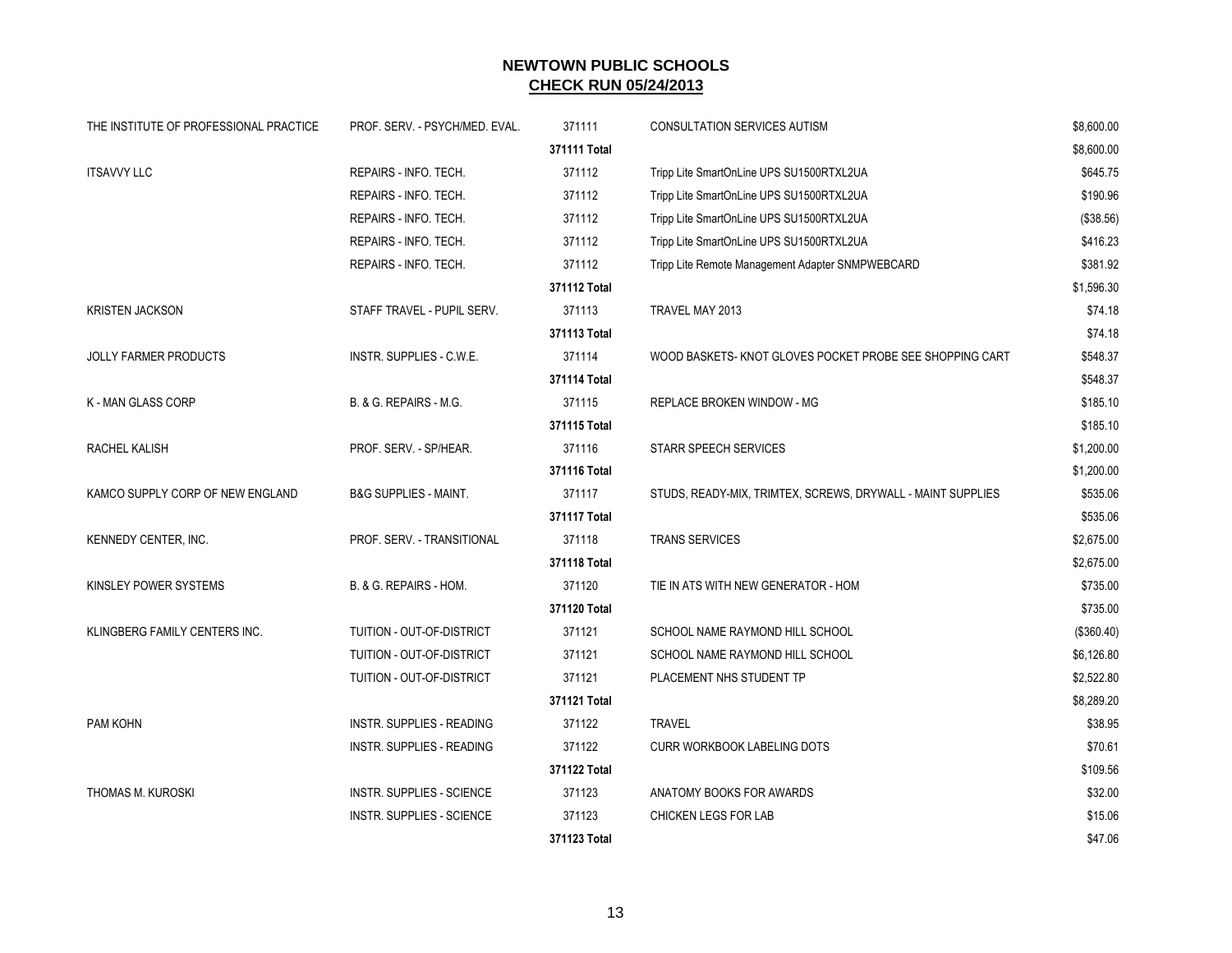# NEWTOWN PUBLIC SCHOOLS

## CHECK RUN 05/24/2013

| Vendor | Account | Check # | Description | Amount |
|---|---|---|---|---|
| THE INSTITUTE OF PROFESSIONAL PRACTICE | PROF. SERV. - PSYCH/MED. EVAL. | 371111 | CONSULTATION SERVICES AUTISM | $8,600.00 |
| | | **371111 Total** | | $8,600.00 |
| ITSAVVY LLC | REPAIRS - INFO. TECH. | 371112 | Tripp Lite SmartOnLine UPS SU1500RTXL2UA | $645.75 |
| | REPAIRS - INFO. TECH. | 371112 | Tripp Lite SmartOnLine UPS SU1500RTXL2UA | $190.96 |
| | REPAIRS - INFO. TECH. | 371112 | Tripp Lite SmartOnLine UPS SU1500RTXL2UA | ($38.56) |
| | REPAIRS - INFO. TECH. | 371112 | Tripp Lite SmartOnLine UPS SU1500RTXL2UA | $416.23 |
| | REPAIRS - INFO. TECH. | 371112 | Tripp Lite Remote Management Adapter SNMPWEBCARD | $381.92 |
| | | **371112 Total** | | $1,596.30 |
| KRISTEN JACKSON | STAFF TRAVEL - PUPIL SERV. | 371113 | TRAVEL MAY 2013 | $74.18 |
| | | **371113 Total** | | $74.18 |
| JOLLY FARMER PRODUCTS | INSTR. SUPPLIES - C.W.E. | 371114 | WOOD BASKETS- KNOT GLOVES POCKET PROBE SEE SHOPPING CART | $548.37 |
| | | **371114 Total** | | $548.37 |
| K - MAN GLASS CORP | B. & G. REPAIRS - M.G. | 371115 | REPLACE BROKEN WINDOW - MG | $185.10 |
| | | **371115 Total** | | $185.10 |
| RACHEL KALISH | PROF. SERV. - SP/HEAR. | 371116 | STARR SPEECH SERVICES | $1,200.00 |
| | | **371116 Total** | | $1,200.00 |
| KAMCO SUPPLY CORP OF NEW ENGLAND | B&G SUPPLIES - MAINT. | 371117 | STUDS, READY-MIX, TRIMTEX, SCREWS, DRYWALL - MAINT SUPPLIES | $535.06 |
| | | **371117 Total** | | $535.06 |
| KENNEDY CENTER, INC. | PROF. SERV. - TRANSITIONAL | 371118 | TRANS SERVICES | $2,675.00 |
| | | **371118 Total** | | $2,675.00 |
| KINSLEY POWER SYSTEMS | B. & G. REPAIRS - HOM. | 371120 | TIE IN ATS WITH NEW GENERATOR - HOM | $735.00 |
| | | **371120 Total** | | $735.00 |
| KLINGBERG FAMILY CENTERS INC. | TUITION - OUT-OF-DISTRICT | 371121 | SCHOOL NAME RAYMOND HILL SCHOOL | ($360.40) |
| | TUITION - OUT-OF-DISTRICT | 371121 | SCHOOL NAME RAYMOND HILL SCHOOL | $6,126.80 |
| | TUITION - OUT-OF-DISTRICT | 371121 | PLACEMENT NHS STUDENT TP | $2,522.80 |
| | | **371121 Total** | | $8,289.20 |
| PAM KOHN | INSTR. SUPPLIES - READING | 371122 | TRAVEL | $38.95 |
| | INSTR. SUPPLIES - READING | 371122 | CURR WORKBOOK LABELING DOTS | $70.61 |
| | | **371122 Total** | | $109.56 |
| THOMAS M. KUROSKI | INSTR. SUPPLIES - SCIENCE | 371123 | ANATOMY BOOKS FOR AWARDS | $32.00 |
| | INSTR. SUPPLIES - SCIENCE | 371123 | CHICKEN LEGS FOR LAB | $15.06 |
| | | **371123 Total** | | $47.06 |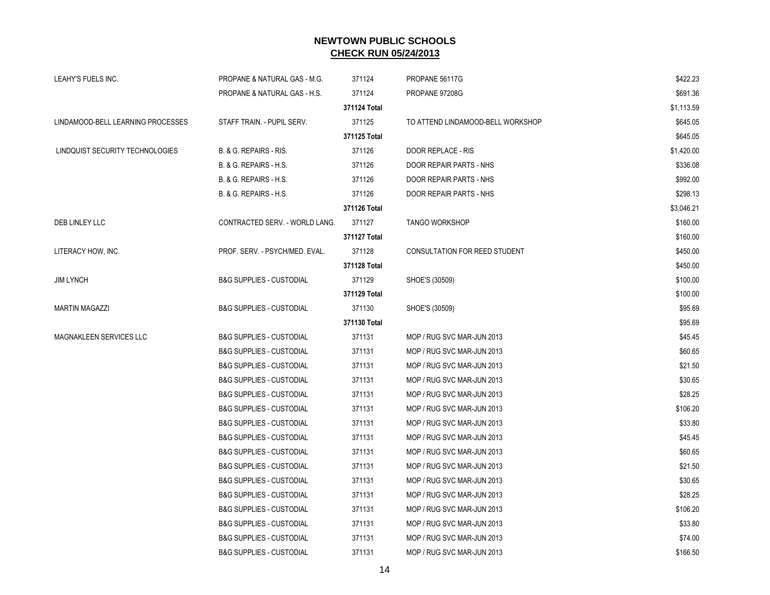# NEWTOWN PUBLIC SCHOOLS

## CHECK RUN 05/24/2013

| | | | | |
|---|---|---|---|---|
| LEAHY'S FUELS INC. | PROPANE & NATURAL GAS - M.G. | 371124 | PROPANE 56117G | $422.23 |
| | PROPANE & NATURAL GAS - H.S. | 371124 | PROPANE 97208G | $691.36 |
| | | **371124 Total** | | $1,113.59 |
| LINDAMOOD-BELL LEARNING PROCESSES | STAFF TRAIN. - PUPIL SERV. | 371125 | TO ATTEND LINDAMOOD-BELL WORKSHOP | $645.05 |
| | | **371125 Total** | | $645.05 |
| LINDQUIST SECURITY TECHNOLOGIES | B. & G. REPAIRS - RIS. | 371126 | DOOR REPLACE - RIS | $1,420.00 |
| | B. & G. REPAIRS - H.S. | 371126 | DOOR REPAIR PARTS - NHS | $336.08 |
| | B. & G. REPAIRS - H.S. | 371126 | DOOR REPAIR PARTS - NHS | $992.00 |
| | B. & G. REPAIRS - H.S. | 371126 | DOOR REPAIR PARTS - NHS | $298.13 |
| | | **371126 Total** | | $3,046.21 |
| DEB LINLEY LLC | CONTRACTED SERV. - WORLD LANG. | 371127 | TANGO WORKSHOP | $160.00 |
| | | **371127 Total** | | $160.00 |
| LITERACY HOW, INC. | PROF. SERV. - PSYCH/MED. EVAL. | 371128 | CONSULTATION FOR REED STUDENT | $450.00 |
| | | **371128 Total** | | $450.00 |
| JIM LYNCH | B&G SUPPLIES - CUSTODIAL | 371129 | SHOE'S (30509) | $100.00 |
| | | **371129 Total** | | $100.00 |
| MARTIN MAGAZZI | B&G SUPPLIES - CUSTODIAL | 371130 | SHOE'S (30509) | $95.69 |
| | | **371130 Total** | | $95.69 |
| MAGNAKLEEN SERVICES LLC | B&G SUPPLIES - CUSTODIAL | 371131 | MOP / RUG SVC MAR-JUN 2013 | $45.45 |
| | B&G SUPPLIES - CUSTODIAL | 371131 | MOP / RUG SVC MAR-JUN 2013 | $60.65 |
| | B&G SUPPLIES - CUSTODIAL | 371131 | MOP / RUG SVC MAR-JUN 2013 | $21.50 |
| | B&G SUPPLIES - CUSTODIAL | 371131 | MOP / RUG SVC MAR-JUN 2013 | $30.65 |
| | B&G SUPPLIES - CUSTODIAL | 371131 | MOP / RUG SVC MAR-JUN 2013 | $28.25 |
| | B&G SUPPLIES - CUSTODIAL | 371131 | MOP / RUG SVC MAR-JUN 2013 | $106.20 |
| | B&G SUPPLIES - CUSTODIAL | 371131 | MOP / RUG SVC MAR-JUN 2013 | $33.80 |
| | B&G SUPPLIES - CUSTODIAL | 371131 | MOP / RUG SVC MAR-JUN 2013 | $45.45 |
| | B&G SUPPLIES - CUSTODIAL | 371131 | MOP / RUG SVC MAR-JUN 2013 | $60.65 |
| | B&G SUPPLIES - CUSTODIAL | 371131 | MOP / RUG SVC MAR-JUN 2013 | $21.50 |
| | B&G SUPPLIES - CUSTODIAL | 371131 | MOP / RUG SVC MAR-JUN 2013 | $30.65 |
| | B&G SUPPLIES - CUSTODIAL | 371131 | MOP / RUG SVC MAR-JUN 2013 | $28.25 |
| | B&G SUPPLIES - CUSTODIAL | 371131 | MOP / RUG SVC MAR-JUN 2013 | $106.20 |
| | B&G SUPPLIES - CUSTODIAL | 371131 | MOP / RUG SVC MAR-JUN 2013 | $33.80 |
| | B&G SUPPLIES - CUSTODIAL | 371131 | MOP / RUG SVC MAR-JUN 2013 | $74.00 |
| | B&G SUPPLIES - CUSTODIAL | 371131 | MOP / RUG SVC MAR-JUN 2013 | $166.50 |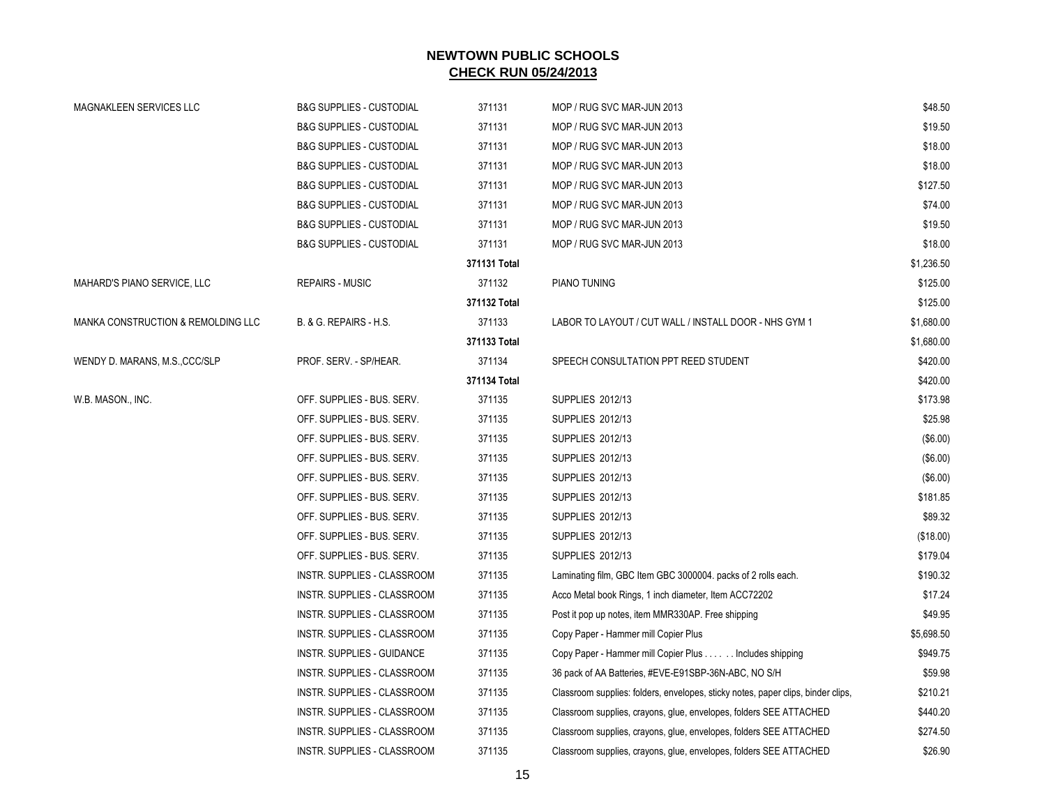# NEWTOWN PUBLIC SCHOOLS

## CHECK RUN 05/24/2013

| | | | | |
|---|---|---|---|---|
| MAGNAKLEEN SERVICES LLC | B&G SUPPLIES - CUSTODIAL | 371131 | MOP / RUG SVC MAR-JUN 2013 | $48.50 |
| | B&G SUPPLIES - CUSTODIAL | 371131 | MOP / RUG SVC MAR-JUN 2013 | $19.50 |
| | B&G SUPPLIES - CUSTODIAL | 371131 | MOP / RUG SVC MAR-JUN 2013 | $18.00 |
| | B&G SUPPLIES - CUSTODIAL | 371131 | MOP / RUG SVC MAR-JUN 2013 | $18.00 |
| | B&G SUPPLIES - CUSTODIAL | 371131 | MOP / RUG SVC MAR-JUN 2013 | $127.50 |
| | B&G SUPPLIES - CUSTODIAL | 371131 | MOP / RUG SVC MAR-JUN 2013 | $74.00 |
| | B&G SUPPLIES - CUSTODIAL | 371131 | MOP / RUG SVC MAR-JUN 2013 | $19.50 |
| | B&G SUPPLIES - CUSTODIAL | 371131 | MOP / RUG SVC MAR-JUN 2013 | $18.00 |
| | | **371131 Total** | | $1,236.50 |
| MAHARD'S PIANO SERVICE, LLC | REPAIRS - MUSIC | 371132 | PIANO TUNING | $125.00 |
| | | **371132 Total** | | $125.00 |
| MANKA CONSTRUCTION & REMOLDING LLC | B. & G. REPAIRS - H.S. | 371133 | LABOR TO LAYOUT / CUT WALL / INSTALL DOOR - NHS GYM 1 | $1,680.00 |
| | | **371133 Total** | | $1,680.00 |
| WENDY D. MARANS, M.S.,CCC/SLP | PROF. SERV. - SP/HEAR. | 371134 | SPEECH CONSULTATION PPT REED STUDENT | $420.00 |
| | | **371134 Total** | | $420.00 |
| W.B. MASON., INC. | OFF. SUPPLIES - BUS. SERV. | 371135 | SUPPLIES 2012/13 | $173.98 |
| | OFF. SUPPLIES - BUS. SERV. | 371135 | SUPPLIES 2012/13 | $25.98 |
| | OFF. SUPPLIES - BUS. SERV. | 371135 | SUPPLIES 2012/13 | ($6.00) |
| | OFF. SUPPLIES - BUS. SERV. | 371135 | SUPPLIES 2012/13 | ($6.00) |
| | OFF. SUPPLIES - BUS. SERV. | 371135 | SUPPLIES 2012/13 | ($6.00) |
| | OFF. SUPPLIES - BUS. SERV. | 371135 | SUPPLIES 2012/13 | $181.85 |
| | OFF. SUPPLIES - BUS. SERV. | 371135 | SUPPLIES 2012/13 | $89.32 |
| | OFF. SUPPLIES - BUS. SERV. | 371135 | SUPPLIES 2012/13 | ($18.00) |
| | OFF. SUPPLIES - BUS. SERV. | 371135 | SUPPLIES 2012/13 | $179.04 |
| | INSTR. SUPPLIES - CLASSROOM | 371135 | Laminating film, GBC Item GBC 3000004. packs of 2 rolls each. | $190.32 |
| | INSTR. SUPPLIES - CLASSROOM | 371135 | Acco Metal book Rings, 1 inch diameter, Item ACC72202 | $17.24 |
| | INSTR. SUPPLIES - CLASSROOM | 371135 | Post it pop up notes, item MMR330AP. Free shipping | $49.95 |
| | INSTR. SUPPLIES - CLASSROOM | 371135 | Copy Paper - Hammer mill Copier Plus | $5,698.50 |
| | INSTR. SUPPLIES - GUIDANCE | 371135 | Copy Paper - Hammer mill Copier Plus . . . . . . Includes shipping | $949.75 |
| | INSTR. SUPPLIES - CLASSROOM | 371135 | 36 pack of AA Batteries, #EVE-E91SBP-36N-ABC, NO S/H | $59.98 |
| | INSTR. SUPPLIES - CLASSROOM | 371135 | Classroom supplies: folders, envelopes, sticky notes, paper clips, binder clips, | $210.21 |
| | INSTR. SUPPLIES - CLASSROOM | 371135 | Classroom supplies, crayons, glue, envelopes, folders SEE ATTACHED | $440.20 |
| | INSTR. SUPPLIES - CLASSROOM | 371135 | Classroom supplies, crayons, glue, envelopes, folders SEE ATTACHED | $274.50 |
| | INSTR. SUPPLIES - CLASSROOM | 371135 | Classroom supplies, crayons, glue, envelopes, folders SEE ATTACHED | $26.90 |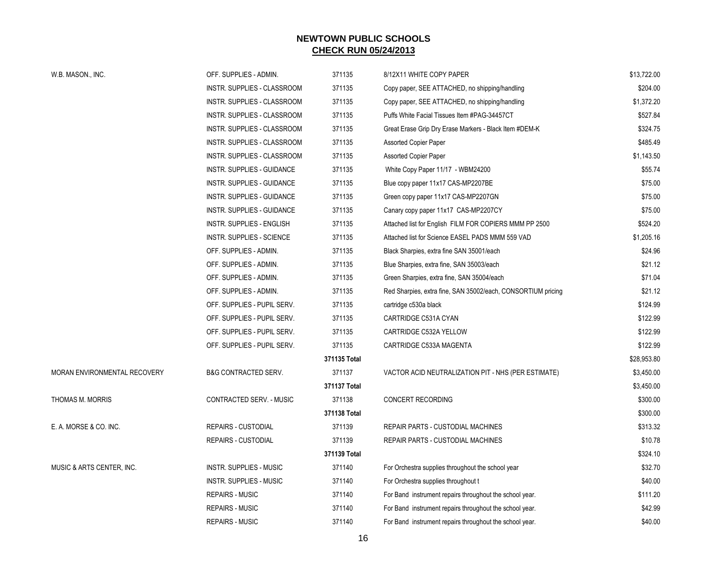# NEWTOWN PUBLIC SCHOOLS

## CHECK RUN 05/24/2013

| | | | | |
|---|---|---|---|---|
| W.B. MASON., INC. | OFF. SUPPLIES - ADMIN. | 371135 | 8/12X11 WHITE COPY PAPER | $13,722.00 |
| | INSTR. SUPPLIES - CLASSROOM | 371135 | Copy paper, SEE ATTACHED, no shipping/handling | $204.00 |
| | INSTR. SUPPLIES - CLASSROOM | 371135 | Copy paper, SEE ATTACHED, no shipping/handling | $1,372.20 |
| | INSTR. SUPPLIES - CLASSROOM | 371135 | Puffs White Facial Tissues Item #PAG-34457CT | $527.84 |
| | INSTR. SUPPLIES - CLASSROOM | 371135 | Great Erase Grip Dry Erase Markers - Black Item #DEM-K | $324.75 |
| | INSTR. SUPPLIES - CLASSROOM | 371135 | Assorted Copier Paper | $485.49 |
| | INSTR. SUPPLIES - CLASSROOM | 371135 | Assorted Copier Paper | $1,143.50 |
| | INSTR. SUPPLIES - GUIDANCE | 371135 | White Copy Paper 11/17 - WBM24200 | $55.74 |
| | INSTR. SUPPLIES - GUIDANCE | 371135 | Blue copy paper 11x17 CAS-MP2207BE | $75.00 |
| | INSTR. SUPPLIES - GUIDANCE | 371135 | Green copy paper 11x17 CAS-MP2207GN | $75.00 |
| | INSTR. SUPPLIES - GUIDANCE | 371135 | Canary copy paper 11x17 CAS-MP2207CY | $75.00 |
| | INSTR. SUPPLIES - ENGLISH | 371135 | Attached list for English FILM FOR COPIERS MMM PP 2500 | $524.20 |
| | INSTR. SUPPLIES - SCIENCE | 371135 | Attached list for Science EASEL PADS MMM 559 VAD | $1,205.16 |
| | OFF. SUPPLIES - ADMIN. | 371135 | Black Sharpies, extra fine SAN 35001/each | $24.96 |
| | OFF. SUPPLIES - ADMIN. | 371135 | Blue Sharpies, extra fine, SAN 35003/each | $21.12 |
| | OFF. SUPPLIES - ADMIN. | 371135 | Green Sharpies, extra fine, SAN 35004/each | $71.04 |
| | OFF. SUPPLIES - ADMIN. | 371135 | Red Sharpies, extra fine, SAN 35002/each, CONSORTIUM pricing | $21.12 |
| | OFF. SUPPLIES - PUPIL SERV. | 371135 | cartridge c530a black | $124.99 |
| | OFF. SUPPLIES - PUPIL SERV. | 371135 | CARTRIDGE C531A CYAN | $122.99 |
| | OFF. SUPPLIES - PUPIL SERV. | 371135 | CARTRIDGE C532A YELLOW | $122.99 |
| | OFF. SUPPLIES - PUPIL SERV. | 371135 | CARTRIDGE C533A MAGENTA | $122.99 |
| | | **371135 Total** | | $28,953.80 |
| MORAN ENVIRONMENTAL RECOVERY | B&G CONTRACTED SERV. | 371137 | VACTOR ACID NEUTRALIZATION PIT - NHS (PER ESTIMATE) | $3,450.00 |
| | | **371137 Total** | | $3,450.00 |
| THOMAS M. MORRIS | CONTRACTED SERV. - MUSIC | 371138 | CONCERT RECORDING | $300.00 |
| | | **371138 Total** | | $300.00 |
| E. A. MORSE & CO. INC. | REPAIRS - CUSTODIAL | 371139 | REPAIR PARTS - CUSTODIAL MACHINES | $313.32 |
| | REPAIRS - CUSTODIAL | 371139 | REPAIR PARTS - CUSTODIAL MACHINES | $10.78 |
| | | **371139 Total** | | $324.10 |
| MUSIC & ARTS CENTER, INC. | INSTR. SUPPLIES - MUSIC | 371140 | For Orchestra supplies throughout the school year | $32.70 |
| | INSTR. SUPPLIES - MUSIC | 371140 | For Orchestra supplies throughout t | $40.00 |
| | REPAIRS - MUSIC | 371140 | For Band instrument repairs throughout the school year. | $111.20 |
| | REPAIRS - MUSIC | 371140 | For Band instrument repairs throughout the school year. | $42.99 |
| | REPAIRS - MUSIC | 371140 | For Band instrument repairs throughout the school year. | $40.00 |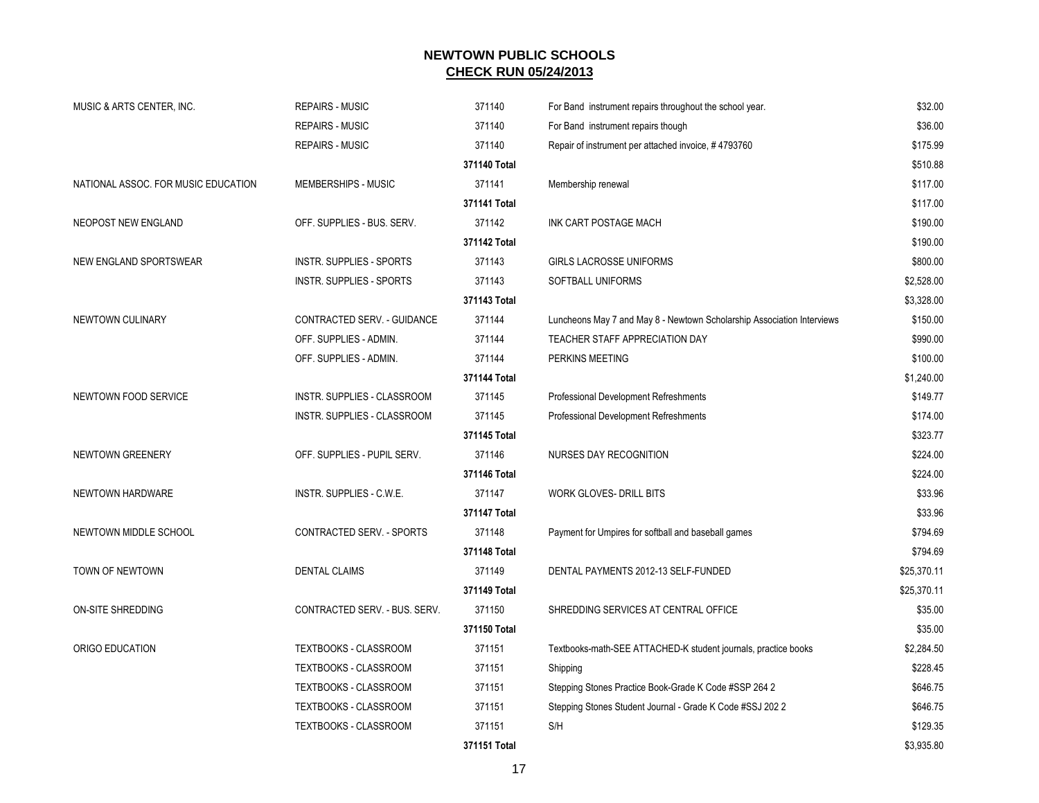# NEWTOWN PUBLIC SCHOOLS
## CHECK RUN 05/24/2013

| | | | | |
|---|---|---|---|---|
| MUSIC & ARTS CENTER, INC. | REPAIRS - MUSIC | 371140 | For Band instrument repairs throughout the school year. | $32.00 |
| | REPAIRS - MUSIC | 371140 | For Band instrument repairs though | $36.00 |
| | REPAIRS - MUSIC | 371140 | Repair of instrument per attached invoice, # 4793760 | $175.99 |
| | | **371140 Total** | | $510.88 |
| NATIONAL ASSOC. FOR MUSIC EDUCATION | MEMBERSHIPS - MUSIC | 371141 | Membership renewal | $117.00 |
| | | **371141 Total** | | $117.00 |
| NEOPOST NEW ENGLAND | OFF. SUPPLIES - BUS. SERV. | 371142 | INK CART POSTAGE MACH | $190.00 |
| | | **371142 Total** | | $190.00 |
| NEW ENGLAND SPORTSWEAR | INSTR. SUPPLIES - SPORTS | 371143 | GIRLS LACROSSE UNIFORMS | $800.00 |
| | INSTR. SUPPLIES - SPORTS | 371143 | SOFTBALL UNIFORMS | $2,528.00 |
| | | **371143 Total** | | $3,328.00 |
| NEWTOWN CULINARY | CONTRACTED SERV. - GUIDANCE | 371144 | Luncheons May 7 and May 8 - Newtown Scholarship Association Interviews | $150.00 |
| | OFF. SUPPLIES - ADMIN. | 371144 | TEACHER STAFF APPRECIATION DAY | $990.00 |
| | OFF. SUPPLIES - ADMIN. | 371144 | PERKINS MEETING | $100.00 |
| | | **371144 Total** | | $1,240.00 |
| NEWTOWN FOOD SERVICE | INSTR. SUPPLIES - CLASSROOM | 371145 | Professional Development Refreshments | $149.77 |
| | INSTR. SUPPLIES - CLASSROOM | 371145 | Professional Development Refreshments | $174.00 |
| | | **371145 Total** | | $323.77 |
| NEWTOWN GREENERY | OFF. SUPPLIES - PUPIL SERV. | 371146 | NURSES DAY RECOGNITION | $224.00 |
| | | **371146 Total** | | $224.00 |
| NEWTOWN HARDWARE | INSTR. SUPPLIES - C.W.E. | 371147 | WORK GLOVES- DRILL BITS | $33.96 |
| | | **371147 Total** | | $33.96 |
| NEWTOWN MIDDLE SCHOOL | CONTRACTED SERV. - SPORTS | 371148 | Payment for Umpires for softball and baseball games | $794.69 |
| | | **371148 Total** | | $794.69 |
| TOWN OF NEWTOWN | DENTAL CLAIMS | 371149 | DENTAL PAYMENTS 2012-13 SELF-FUNDED | $25,370.11 |
| | | **371149 Total** | | $25,370.11 |
| ON-SITE SHREDDING | CONTRACTED SERV. - BUS. SERV. | 371150 | SHREDDING SERVICES AT CENTRAL OFFICE | $35.00 |
| | | **371150 Total** | | $35.00 |
| ORIGO EDUCATION | TEXTBOOKS - CLASSROOM | 371151 | Textbooks-math-SEE ATTACHED-K student journals, practice books | $2,284.50 |
| | TEXTBOOKS - CLASSROOM | 371151 | Shipping | $228.45 |
| | TEXTBOOKS - CLASSROOM | 371151 | Stepping Stones Practice Book-Grade K Code #SSP 264 2 | $646.75 |
| | TEXTBOOKS - CLASSROOM | 371151 | Stepping Stones Student Journal - Grade K Code #SSJ 202 2 | $646.75 |
| | TEXTBOOKS - CLASSROOM | 371151 | S/H | $129.35 |
| | | **371151 Total** | | $3,935.80 |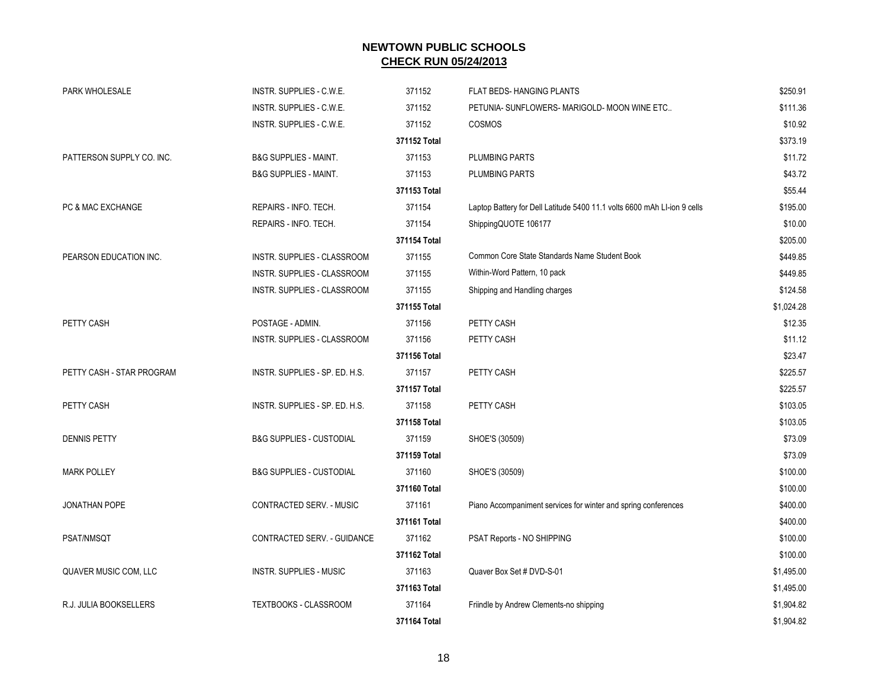# NEWTOWN PUBLIC SCHOOLS

## CHECK RUN 05/24/2013

| | | | | |
|---|---|---|---|---|
| PARK WHOLESALE | INSTR. SUPPLIES - C.W.E. | 371152 | FLAT BEDS- HANGING PLANTS | $250.91 |
| | INSTR. SUPPLIES - C.W.E. | 371152 | PETUNIA- SUNFLOWERS- MARIGOLD- MOON WINE ETC.. | $111.36 |
| | INSTR. SUPPLIES - C.W.E. | 371152 | COSMOS | $10.92 |
| | | **371152 Total** | | $373.19 |
| PATTERSON SUPPLY CO. INC. | B&G SUPPLIES - MAINT. | 371153 | PLUMBING PARTS | $11.72 |
| | B&G SUPPLIES - MAINT. | 371153 | PLUMBING PARTS | $43.72 |
| | | **371153 Total** | | $55.44 |
| PC & MAC EXCHANGE | REPAIRS - INFO. TECH. | 371154 | Laptop Battery for Dell Latitude 5400 11.1 volts 6600 mAh LI-ion 9 cells | $195.00 |
| | REPAIRS - INFO. TECH. | 371154 | ShippingQUOTE 106177 | $10.00 |
| | | **371154 Total** | | $205.00 |
| PEARSON EDUCATION INC. | INSTR. SUPPLIES - CLASSROOM | 371155 | Common Core State Standards Name Student Book | $449.85 |
| | INSTR. SUPPLIES - CLASSROOM | 371155 | Within-Word Pattern, 10 pack | $449.85 |
| | INSTR. SUPPLIES - CLASSROOM | 371155 | Shipping and Handling charges | $124.58 |
| | | **371155 Total** | | $1,024.28 |
| PETTY CASH | POSTAGE - ADMIN. | 371156 | PETTY CASH | $12.35 |
| | INSTR. SUPPLIES - CLASSROOM | 371156 | PETTY CASH | $11.12 |
| | | **371156 Total** | | $23.47 |
| PETTY CASH - STAR PROGRAM | INSTR. SUPPLIES - SP. ED. H.S. | 371157 | PETTY CASH | $225.57 |
| | | **371157 Total** | | $225.57 |
| PETTY CASH | INSTR. SUPPLIES - SP. ED. H.S. | 371158 | PETTY CASH | $103.05 |
| | | **371158 Total** | | $103.05 |
| DENNIS PETTY | B&G SUPPLIES - CUSTODIAL | 371159 | SHOE'S (30509) | $73.09 |
| | | **371159 Total** | | $73.09 |
| MARK POLLEY | B&G SUPPLIES - CUSTODIAL | 371160 | SHOE'S (30509) | $100.00 |
| | | **371160 Total** | | $100.00 |
| JONATHAN POPE | CONTRACTED SERV. - MUSIC | 371161 | Piano Accompaniment services for winter and spring conferences | $400.00 |
| | | **371161 Total** | | $400.00 |
| PSAT/NMSQT | CONTRACTED SERV. - GUIDANCE | 371162 | PSAT Reports - NO SHIPPING | $100.00 |
| | | **371162 Total** | | $100.00 |
| QUAVER MUSIC COM, LLC | INSTR. SUPPLIES - MUSIC | 371163 | Quaver Box Set # DVD-S-01 | $1,495.00 |
| | | **371163 Total** | | $1,495.00 |
| R.J. JULIA BOOKSELLERS | TEXTBOOKS - CLASSROOM | 371164 | Friindle by Andrew Clements-no shipping | $1,904.82 |
| | | **371164 Total** | | $1,904.82 |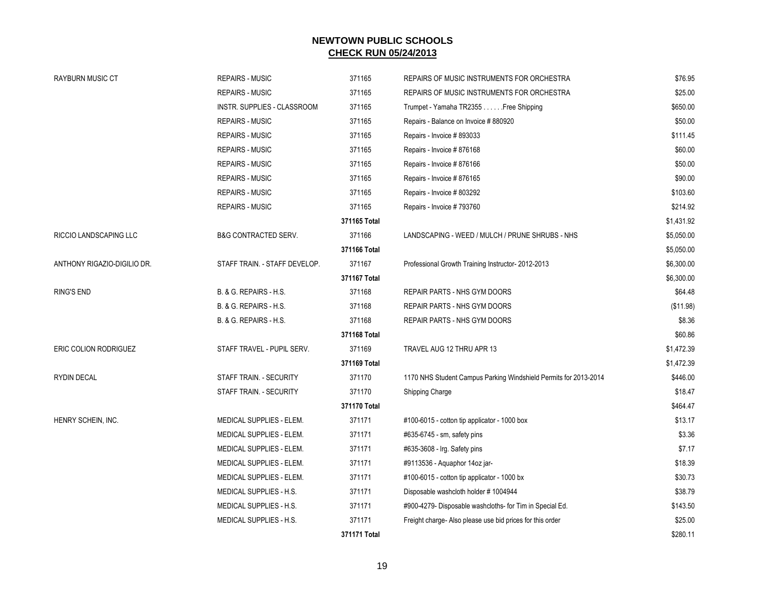# NEWTOWN PUBLIC SCHOOLS

## CHECK RUN 05/24/2013

| | | | | |
|---|---|---|---|---|
| RAYBURN MUSIC CT | REPAIRS - MUSIC | 371165 | REPAIRS OF MUSIC INSTRUMENTS FOR ORCHESTRA | $76.95 |
| | REPAIRS - MUSIC | 371165 | REPAIRS OF MUSIC INSTRUMENTS FOR ORCHESTRA | $25.00 |
| | INSTR. SUPPLIES - CLASSROOM | 371165 | Trumpet - Yamaha TR2355 . . . . . .Free Shipping | $650.00 |
| | REPAIRS - MUSIC | 371165 | Repairs - Balance on Invoice # 880920 | $50.00 |
| | REPAIRS - MUSIC | 371165 | Repairs - Invoice # 893033 | $111.45 |
| | REPAIRS - MUSIC | 371165 | Repairs - Invoice # 876168 | $60.00 |
| | REPAIRS - MUSIC | 371165 | Repairs - Invoice # 876166 | $50.00 |
| | REPAIRS - MUSIC | 371165 | Repairs - Invoice # 876165 | $90.00 |
| | REPAIRS - MUSIC | 371165 | Repairs - Invoice # 803292 | $103.60 |
| | REPAIRS - MUSIC | 371165 | Repairs - Invoice # 793760 | $214.92 |
| | | **371165 Total** | | $1,431.92 |
| RICCIO LANDSCAPING LLC | B&G CONTRACTED SERV. | 371166 | LANDSCAPING - WEED / MULCH / PRUNE SHRUBS - NHS | $5,050.00 |
| | | **371166 Total** | | $5,050.00 |
| ANTHONY RIGAZIO-DIGILIO DR. | STAFF TRAIN. - STAFF DEVELOP. | 371167 | Professional Growth Training Instructor- 2012-2013 | $6,300.00 |
| | | **371167 Total** | | $6,300.00 |
| RING'S END | B. & G. REPAIRS - H.S. | 371168 | REPAIR PARTS - NHS GYM DOORS | $64.48 |
| | B. & G. REPAIRS - H.S. | 371168 | REPAIR PARTS - NHS GYM DOORS | ($11.98) |
| | B. & G. REPAIRS - H.S. | 371168 | REPAIR PARTS - NHS GYM DOORS | $8.36 |
| | | **371168 Total** | | $60.86 |
| ERIC COLION RODRIGUEZ | STAFF TRAVEL - PUPIL SERV. | 371169 | TRAVEL AUG 12 THRU APR 13 | $1,472.39 |
| | | **371169 Total** | | $1,472.39 |
| RYDIN DECAL | STAFF TRAIN. - SECURITY | 371170 | 1170 NHS Student Campus Parking Windshield Permits for 2013-2014 | $446.00 |
| | STAFF TRAIN. - SECURITY | 371170 | Shipping Charge | $18.47 |
| | | **371170 Total** | | $464.47 |
| HENRY SCHEIN, INC. | MEDICAL SUPPLIES - ELEM. | 371171 | #100-6015 - cotton tip applicator - 1000 box | $13.17 |
| | MEDICAL SUPPLIES - ELEM. | 371171 | #635-6745 - sm, safety pins | $3.36 |
| | MEDICAL SUPPLIES - ELEM. | 371171 | #635-3608 - lrg. Safety pins | $7.17 |
| | MEDICAL SUPPLIES - ELEM. | 371171 | #9113536 - Aquaphor 14oz jar- | $18.39 |
| | MEDICAL SUPPLIES - ELEM. | 371171 | #100-6015 - cotton tip applicator - 1000 bx | $30.73 |
| | MEDICAL SUPPLIES - H.S. | 371171 | Disposable washcloth holder # 1004944 | $38.79 |
| | MEDICAL SUPPLIES - H.S. | 371171 | #900-4279- Disposable washcloths- for Tim in Special Ed. | $143.50 |
| | MEDICAL SUPPLIES - H.S. | 371171 | Freight charge- Also please use bid prices for this order | $25.00 |
| | | **371171 Total** | | $280.11 |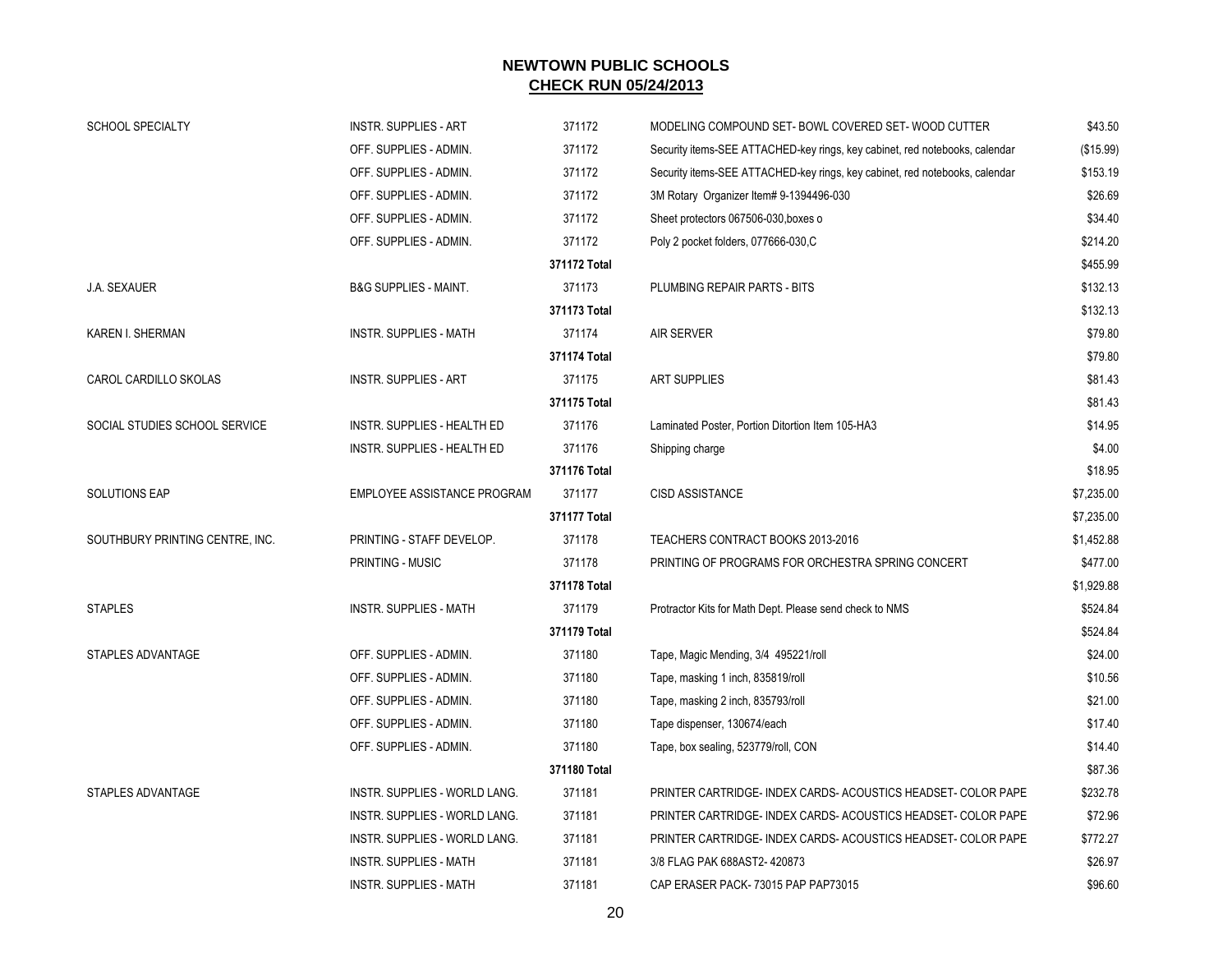# NEWTOWN PUBLIC SCHOOLS

## CHECK RUN 05/24/2013

| Vendor | Account | Check | Description | Amount |
|---|---|---|---|---|
| SCHOOL SPECIALTY | INSTR. SUPPLIES - ART | 371172 | MODELING COMPOUND SET- BOWL COVERED SET- WOOD CUTTER | $43.50 |
| | OFF. SUPPLIES - ADMIN. | 371172 | Security items-SEE ATTACHED-key rings, key cabinet, red notebooks, calendar | ($15.99) |
| | OFF. SUPPLIES - ADMIN. | 371172 | Security items-SEE ATTACHED-key rings, key cabinet, red notebooks, calendar | $153.19 |
| | OFF. SUPPLIES - ADMIN. | 371172 | 3M Rotary Organizer Item# 9-1394496-030 | $26.69 |
| | OFF. SUPPLIES - ADMIN. | 371172 | Sheet protectors 067506-030,boxes o | $34.40 |
| | OFF. SUPPLIES - ADMIN. | 371172 | Poly 2 pocket folders, 077666-030,C | $214.20 |
| | | **371172 Total** | | $455.99 |
| J.A. SEXAUER | B&G SUPPLIES - MAINT. | 371173 | PLUMBING REPAIR PARTS - BITS | $132.13 |
| | | **371173 Total** | | $132.13 |
| KAREN I. SHERMAN | INSTR. SUPPLIES - MATH | 371174 | AIR SERVER | $79.80 |
| | | **371174 Total** | | $79.80 |
| CAROL CARDILLO SKOLAS | INSTR. SUPPLIES - ART | 371175 | ART SUPPLIES | $81.43 |
| | | **371175 Total** | | $81.43 |
| SOCIAL STUDIES SCHOOL SERVICE | INSTR. SUPPLIES - HEALTH ED | 371176 | Laminated Poster, Portion Ditortion Item 105-HA3 | $14.95 |
| | INSTR. SUPPLIES - HEALTH ED | 371176 | Shipping charge | $4.00 |
| | | **371176 Total** | | $18.95 |
| SOLUTIONS EAP | EMPLOYEE ASSISTANCE PROGRAM | 371177 | CISD ASSISTANCE | $7,235.00 |
| | | **371177 Total** | | $7,235.00 |
| SOUTHBURY PRINTING CENTRE, INC. | PRINTING - STAFF DEVELOP. | 371178 | TEACHERS CONTRACT BOOKS 2013-2016 | $1,452.88 |
| | PRINTING - MUSIC | 371178 | PRINTING OF PROGRAMS FOR ORCHESTRA SPRING CONCERT | $477.00 |
| | | **371178 Total** | | $1,929.88 |
| STAPLES | INSTR. SUPPLIES - MATH | 371179 | Protractor Kits for Math Dept. Please send check to NMS | $524.84 |
| | | **371179 Total** | | $524.84 |
| STAPLES ADVANTAGE | OFF. SUPPLIES - ADMIN. | 371180 | Tape, Magic Mending, 3/4 495221/roll | $24.00 |
| | OFF. SUPPLIES - ADMIN. | 371180 | Tape, masking 1 inch, 835819/roll | $10.56 |
| | OFF. SUPPLIES - ADMIN. | 371180 | Tape, masking 2 inch, 835793/roll | $21.00 |
| | OFF. SUPPLIES - ADMIN. | 371180 | Tape dispenser, 130674/each | $17.40 |
| | OFF. SUPPLIES - ADMIN. | 371180 | Tape, box sealing, 523779/roll, CON | $14.40 |
| | | **371180 Total** | | $87.36 |
| STAPLES ADVANTAGE | INSTR. SUPPLIES - WORLD LANG. | 371181 | PRINTER CARTRIDGE- INDEX CARDS- ACOUSTICS HEADSET- COLOR PAPE | $232.78 |
| | INSTR. SUPPLIES - WORLD LANG. | 371181 | PRINTER CARTRIDGE- INDEX CARDS- ACOUSTICS HEADSET- COLOR PAPE | $72.96 |
| | INSTR. SUPPLIES - WORLD LANG. | 371181 | PRINTER CARTRIDGE- INDEX CARDS- ACOUSTICS HEADSET- COLOR PAPE | $772.27 |
| | INSTR. SUPPLIES - MATH | 371181 | 3/8 FLAG PAK 688AST2- 420873 | $26.97 |
| | INSTR. SUPPLIES - MATH | 371181 | CAP ERASER PACK- 73015 PAP PAP73015 | $96.60 |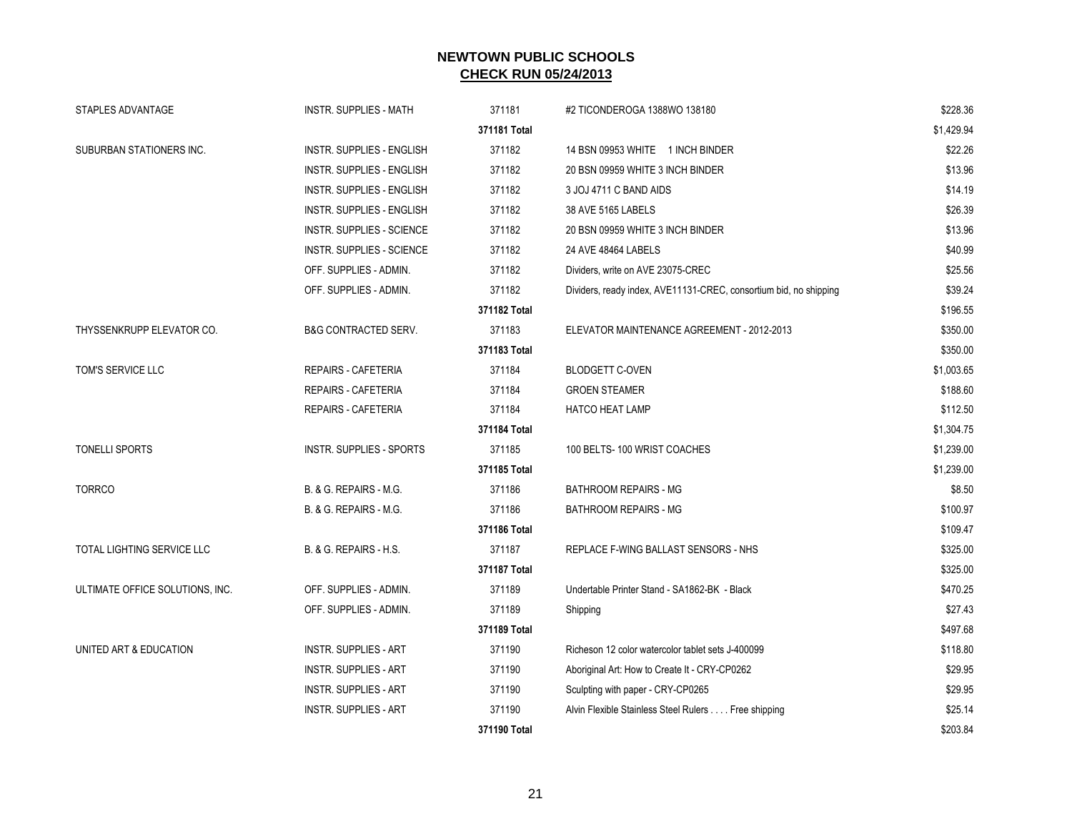# NEWTOWN PUBLIC SCHOOLS

## CHECK RUN 05/24/2013

| | | | | |
|---|---|---|---|---|
| STAPLES ADVANTAGE | INSTR. SUPPLIES - MATH | 371181 | #2 TICONDEROGA 1388WO 138180 | $228.36 |
| | | **371181 Total** | | $1,429.94 |
| SUBURBAN STATIONERS INC. | INSTR. SUPPLIES - ENGLISH | 371182 | 14 BSN 09953 WHITE 1 INCH BINDER | $22.26 |
| | INSTR. SUPPLIES - ENGLISH | 371182 | 20 BSN 09959 WHITE 3 INCH BINDER | $13.96 |
| | INSTR. SUPPLIES - ENGLISH | 371182 | 3 JOJ 4711 C BAND AIDS | $14.19 |
| | INSTR. SUPPLIES - ENGLISH | 371182 | 38 AVE 5165 LABELS | $26.39 |
| | INSTR. SUPPLIES - SCIENCE | 371182 | 20 BSN 09959 WHITE 3 INCH BINDER | $13.96 |
| | INSTR. SUPPLIES - SCIENCE | 371182 | 24 AVE 48464 LABELS | $40.99 |
| | OFF. SUPPLIES - ADMIN. | 371182 | Dividers, write on AVE 23075-CREC | $25.56 |
| | OFF. SUPPLIES - ADMIN. | 371182 | Dividers, ready index, AVE11131-CREC, consortium bid, no shipping | $39.24 |
| | | **371182 Total** | | $196.55 |
| THYSSENKRUPP ELEVATOR CO. | B&G CONTRACTED SERV. | 371183 | ELEVATOR MAINTENANCE AGREEMENT - 2012-2013 | $350.00 |
| | | **371183 Total** | | $350.00 |
| TOM'S SERVICE LLC | REPAIRS - CAFETERIA | 371184 | BLODGETT C-OVEN | $1,003.65 |
| | REPAIRS - CAFETERIA | 371184 | GROEN STEAMER | $188.60 |
| | REPAIRS - CAFETERIA | 371184 | HATCO HEAT LAMP | $112.50 |
| | | **371184 Total** | | $1,304.75 |
| TONELLI SPORTS | INSTR. SUPPLIES - SPORTS | 371185 | 100 BELTS- 100 WRIST COACHES | $1,239.00 |
| | | **371185 Total** | | $1,239.00 |
| TORRCO | B. & G. REPAIRS - M.G. | 371186 | BATHROOM REPAIRS - MG | $8.50 |
| | B. & G. REPAIRS - M.G. | 371186 | BATHROOM REPAIRS - MG | $100.97 |
| | | **371186 Total** | | $109.47 |
| TOTAL LIGHTING SERVICE LLC | B. & G. REPAIRS - H.S. | 371187 | REPLACE F-WING BALLAST SENSORS - NHS | $325.00 |
| | | **371187 Total** | | $325.00 |
| ULTIMATE OFFICE SOLUTIONS, INC. | OFF. SUPPLIES - ADMIN. | 371189 | Undertable Printer Stand - SA1862-BK - Black | $470.25 |
| | OFF. SUPPLIES - ADMIN. | 371189 | Shipping | $27.43 |
| | | **371189 Total** | | $497.68 |
| UNITED ART & EDUCATION | INSTR. SUPPLIES - ART | 371190 | Richeson 12 color watercolor tablet sets J-400099 | $118.80 |
| | INSTR. SUPPLIES - ART | 371190 | Aboriginal Art: How to Create It - CRY-CP0262 | $29.95 |
| | INSTR. SUPPLIES - ART | 371190 | Sculpting with paper - CRY-CP0265 | $29.95 |
| | INSTR. SUPPLIES - ART | 371190 | Alvin Flexible Stainless Steel Rulers . . . . Free shipping | $25.14 |
| | | **371190 Total** | | $203.84 |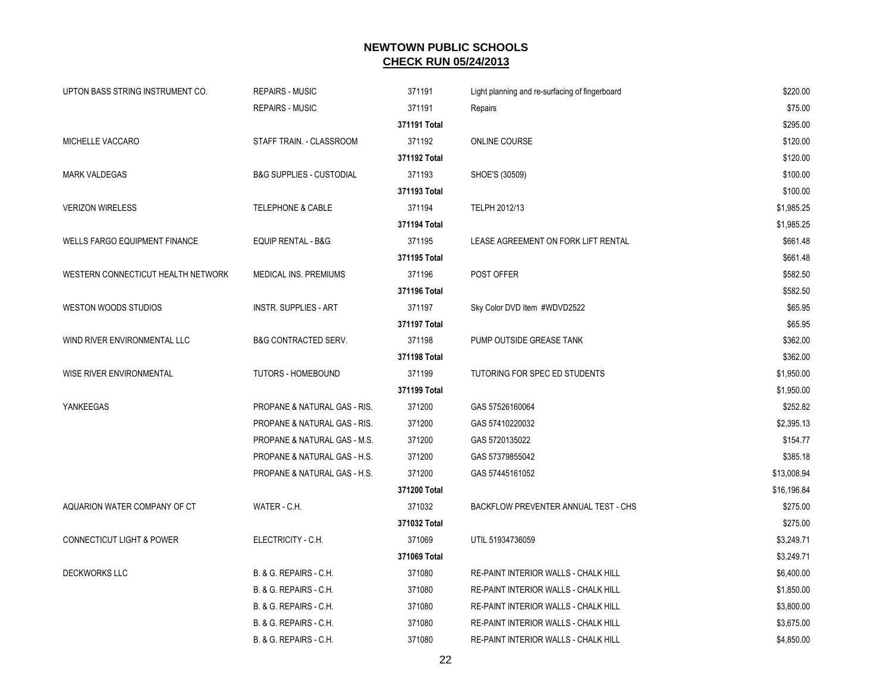# NEWTOWN PUBLIC SCHOOLS
## CHECK RUN 05/24/2013

| Vendor | Account | Check | Description | Amount |
|---|---|---|---|---|
| UPTON BASS STRING INSTRUMENT CO. | REPAIRS - MUSIC | 371191 | Light planning and re-surfacing of fingerboard | $220.00 |
| | REPAIRS - MUSIC | 371191 | Repairs | $75.00 |
| | | 371191 Total | | $295.00 |
| MICHELLE VACCARO | STAFF TRAIN. - CLASSROOM | 371192 | ONLINE COURSE | $120.00 |
| | | 371192 Total | | $120.00 |
| MARK VALDEGAS | B&G SUPPLIES - CUSTODIAL | 371193 | SHOE'S (30509) | $100.00 |
| | | 371193 Total | | $100.00 |
| VERIZON WIRELESS | TELEPHONE & CABLE | 371194 | TELPH 2012/13 | $1,985.25 |
| | | 371194 Total | | $1,985.25 |
| WELLS FARGO EQUIPMENT FINANCE | EQUIP RENTAL - B&G | 371195 | LEASE AGREEMENT ON FORK LIFT RENTAL | $661.48 |
| | | 371195 Total | | $661.48 |
| WESTERN CONNECTICUT HEALTH NETWORK | MEDICAL INS. PREMIUMS | 371196 | POST OFFER | $582.50 |
| | | 371196 Total | | $582.50 |
| WESTON WOODS STUDIOS | INSTR. SUPPLIES - ART | 371197 | Sky Color DVD Item #WDVD2522 | $65.95 |
| | | 371197 Total | | $65.95 |
| WIND RIVER ENVIRONMENTAL LLC | B&G CONTRACTED SERV. | 371198 | PUMP OUTSIDE GREASE TANK | $362.00 |
| | | 371198 Total | | $362.00 |
| WISE RIVER ENVIRONMENTAL | TUTORS - HOMEBOUND | 371199 | TUTORING FOR SPEC ED STUDENTS | $1,950.00 |
| | | 371199 Total | | $1,950.00 |
| YANKEEGAS | PROPANE & NATURAL GAS - RIS. | 371200 | GAS 57526160064 | $252.82 |
| | PROPANE & NATURAL GAS - RIS. | 371200 | GAS 57410220032 | $2,395.13 |
| | PROPANE & NATURAL GAS - M.S. | 371200 | GAS 5720135022 | $154.77 |
| | PROPANE & NATURAL GAS - H.S. | 371200 | GAS 57379855042 | $385.18 |
| | PROPANE & NATURAL GAS - H.S. | 371200 | GAS 57445161052 | $13,008.94 |
| | | 371200 Total | | $16,196.84 |
| AQUARION WATER COMPANY OF CT | WATER - C.H. | 371032 | BACKFLOW PREVENTER ANNUAL TEST - CHS | $275.00 |
| | | 371032 Total | | $275.00 |
| CONNECTICUT LIGHT & POWER | ELECTRICITY - C.H. | 371069 | UTIL 51934736059 | $3,249.71 |
| | | 371069 Total | | $3,249.71 |
| DECKWORKS LLC | B. & G. REPAIRS - C.H. | 371080 | RE-PAINT INTERIOR WALLS - CHALK HILL | $6,400.00 |
| | B. & G. REPAIRS - C.H. | 371080 | RE-PAINT INTERIOR WALLS - CHALK HILL | $1,850.00 |
| | B. & G. REPAIRS - C.H. | 371080 | RE-PAINT INTERIOR WALLS - CHALK HILL | $3,800.00 |
| | B. & G. REPAIRS - C.H. | 371080 | RE-PAINT INTERIOR WALLS - CHALK HILL | $3,675.00 |
| | B. & G. REPAIRS - C.H. | 371080 | RE-PAINT INTERIOR WALLS - CHALK HILL | $4,850.00 |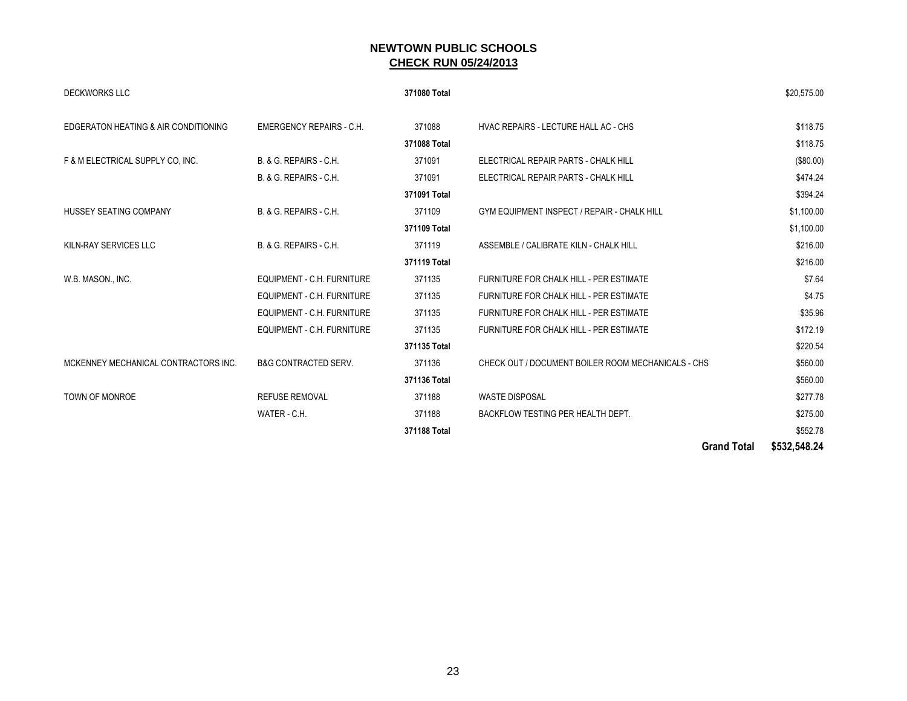**NEWTOWN PUBLIC SCHOOLS**
**CHECK RUN 05/24/2013**

| | | | | |
|---|---|---|---|---|
| DECKWORKS LLC | | **371080 Total** | | $20,575.00 |
| EDGERATON HEATING & AIR CONDITIONING | EMERGENCY REPAIRS - C.H. | 371088 | HVAC REPAIRS - LECTURE HALL AC - CHS | $118.75 |
| | | **371088 Total** | | $118.75 |
| F & M ELECTRICAL SUPPLY CO, INC. | B. & G. REPAIRS - C.H. | 371091 | ELECTRICAL REPAIR PARTS - CHALK HILL | ($80.00) |
| | B. & G. REPAIRS - C.H. | 371091 | ELECTRICAL REPAIR PARTS - CHALK HILL | $474.24 |
| | | **371091 Total** | | $394.24 |
| HUSSEY SEATING COMPANY | B. & G. REPAIRS - C.H. | 371109 | GYM EQUIPMENT INSPECT / REPAIR - CHALK HILL | $1,100.00 |
| | | **371109 Total** | | $1,100.00 |
| KILN-RAY SERVICES LLC | B. & G. REPAIRS - C.H. | 371119 | ASSEMBLE / CALIBRATE KILN - CHALK HILL | $216.00 |
| | | **371119 Total** | | $216.00 |
| W.B. MASON., INC. | EQUIPMENT - C.H. FURNITURE | 371135 | FURNITURE FOR CHALK HILL - PER ESTIMATE | $7.64 |
| | EQUIPMENT - C.H. FURNITURE | 371135 | FURNITURE FOR CHALK HILL - PER ESTIMATE | $4.75 |
| | EQUIPMENT - C.H. FURNITURE | 371135 | FURNITURE FOR CHALK HILL - PER ESTIMATE | $35.96 |
| | EQUIPMENT - C.H. FURNITURE | 371135 | FURNITURE FOR CHALK HILL - PER ESTIMATE | $172.19 |
| | | **371135 Total** | | $220.54 |
| MCKENNEY MECHANICAL CONTRACTORS INC. | B&G CONTRACTED SERV. | 371136 | CHECK OUT / DOCUMENT BOILER ROOM MECHANICALS - CHS | $560.00 |
| | | **371136 Total** | | $560.00 |
| TOWN OF MONROE | REFUSE REMOVAL | 371188 | WASTE DISPOSAL | $277.78 |
| | WATER - C.H. | 371188 | BACKFLOW TESTING PER HEALTH DEPT. | $275.00 |
| | | **371188 Total** | | $552.78 |
| | | | **Grand Total** | **$532,548.24** |